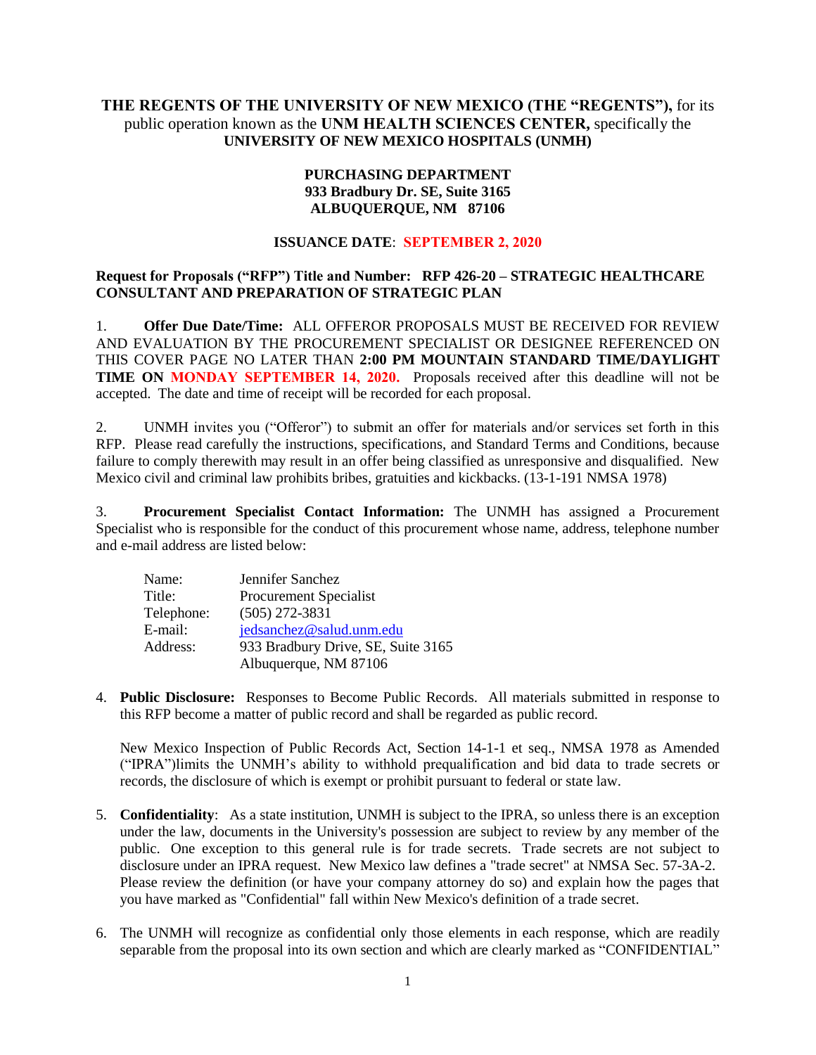**THE REGENTS OF THE UNIVERSITY OF NEW MEXICO (THE "REGENTS"),** for its public operation known as the **UNM HEALTH SCIENCES CENTER,** specifically the **UNIVERSITY OF NEW MEXICO HOSPITALS (UNMH)**

**PURCHASING DEPARTMENT**
**933 Bradbury Dr. SE, Suite 3165**
**ALBUQUERQUE, NM 87106**

**ISSUANCE DATE**: **SEPTEMBER 2, 2020**

**Request for Proposals ("RFP") Title and Number: RFP 426-20 – STRATEGIC HEALTHCARE CONSULTANT AND PREPARATION OF STRATEGIC PLAN**

1. **Offer Due Date/Time:** ALL OFFEROR PROPOSALS MUST BE RECEIVED FOR REVIEW AND EVALUATION BY THE PROCUREMENT SPECIALIST OR DESIGNEE REFERENCED ON THIS COVER PAGE NO LATER THAN **2:00 PM MOUNTAIN STANDARD TIME/DAYLIGHT TIME ON MONDAY SEPTEMBER 14, 2020.** Proposals received after this deadline will not be accepted. The date and time of receipt will be recorded for each proposal.

2. UNMH invites you ("Offeror") to submit an offer for materials and/or services set forth in this RFP. Please read carefully the instructions, specifications, and Standard Terms and Conditions, because failure to comply therewith may result in an offer being classified as unresponsive and disqualified. New Mexico civil and criminal law prohibits bribes, gratuities and kickbacks. (13-1-191 NMSA 1978)

3. **Procurement Specialist Contact Information:** The UNMH has assigned a Procurement Specialist who is responsible for the conduct of this procurement whose name, address, telephone number and e-mail address are listed below:

| | |
|---|---|
| Name: | Jennifer Sanchez |
| Title: | Procurement Specialist |
| Telephone: | (505) 272-3831 |
| E-mail: | jedsanchez@salud.unm.edu |
| Address: | 933 Bradbury Drive, SE, Suite 3165<br>Albuquerque, NM 87106 |

4. **Public Disclosure:** Responses to Become Public Records. All materials submitted in response to this RFP become a matter of public record and shall be regarded as public record.

   New Mexico Inspection of Public Records Act, Section 14-1-1 et seq., NMSA 1978 as Amended ("IPRA")limits the UNMH's ability to withhold prequalification and bid data to trade secrets or records, the disclosure of which is exempt or prohibit pursuant to federal or state law.

5. **Confidentiality**: As a state institution, UNMH is subject to the IPRA, so unless there is an exception under the law, documents in the University's possession are subject to review by any member of the public. One exception to this general rule is for trade secrets. Trade secrets are not subject to disclosure under an IPRA request. New Mexico law defines a "trade secret" at NMSA Sec. 57-3A-2. Please review the definition (or have your company attorney do so) and explain how the pages that you have marked as "Confidential" fall within New Mexico's definition of a trade secret.

6. The UNMH will recognize as confidential only those elements in each response, which are readily separable from the proposal into its own section and which are clearly marked as "CONFIDENTIAL"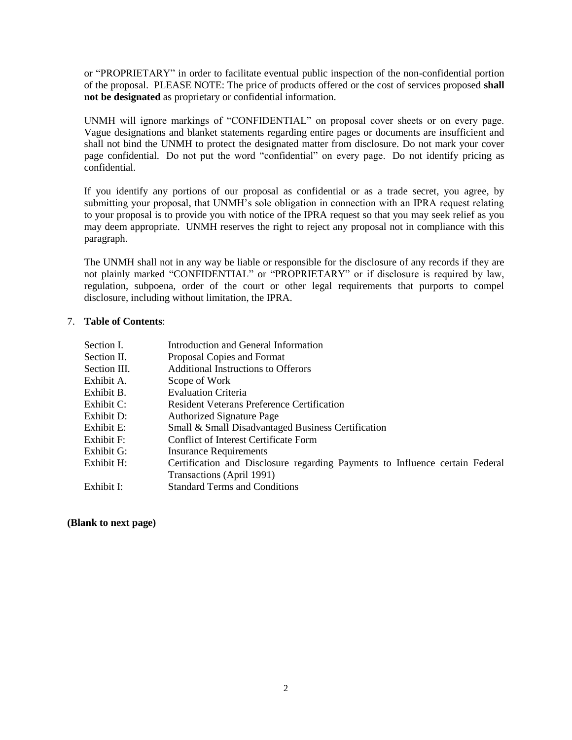or "PROPRIETARY" in order to facilitate eventual public inspection of the non-confidential portion of the proposal. PLEASE NOTE: The price of products offered or the cost of services proposed **shall not be designated** as proprietary or confidential information.

UNMH will ignore markings of "CONFIDENTIAL" on proposal cover sheets or on every page. Vague designations and blanket statements regarding entire pages or documents are insufficient and shall not bind the UNMH to protect the designated matter from disclosure. Do not mark your cover page confidential. Do not put the word "confidential" on every page. Do not identify pricing as confidential.

If you identify any portions of our proposal as confidential or as a trade secret, you agree, by submitting your proposal, that UNMH's sole obligation in connection with an IPRA request relating to your proposal is to provide you with notice of the IPRA request so that you may seek relief as you may deem appropriate. UNMH reserves the right to reject any proposal not in compliance with this paragraph.

The UNMH shall not in any way be liable or responsible for the disclosure of any records if they are not plainly marked "CONFIDENTIAL" or "PROPRIETARY" or if disclosure is required by law, regulation, subpoena, order of the court or other legal requirements that purports to compel disclosure, including without limitation, the IPRA.

7. **Table of Contents**:

| | |
|---|---|
| Section I. | Introduction and General Information |
| Section II. | Proposal Copies and Format |
| Section III. | Additional Instructions to Offerors |
| Exhibit A. | Scope of Work |
| Exhibit B. | Evaluation Criteria |
| Exhibit C: | Resident Veterans Preference Certification |
| Exhibit D: | Authorized Signature Page |
| Exhibit E: | Small & Small Disadvantaged Business Certification |
| Exhibit F: | Conflict of Interest Certificate Form |
| Exhibit G: | Insurance Requirements |
| Exhibit H: | Certification and Disclosure regarding Payments to Influence certain Federal Transactions (April 1991) |
| Exhibit I: | Standard Terms and Conditions |

**(Blank to next page)**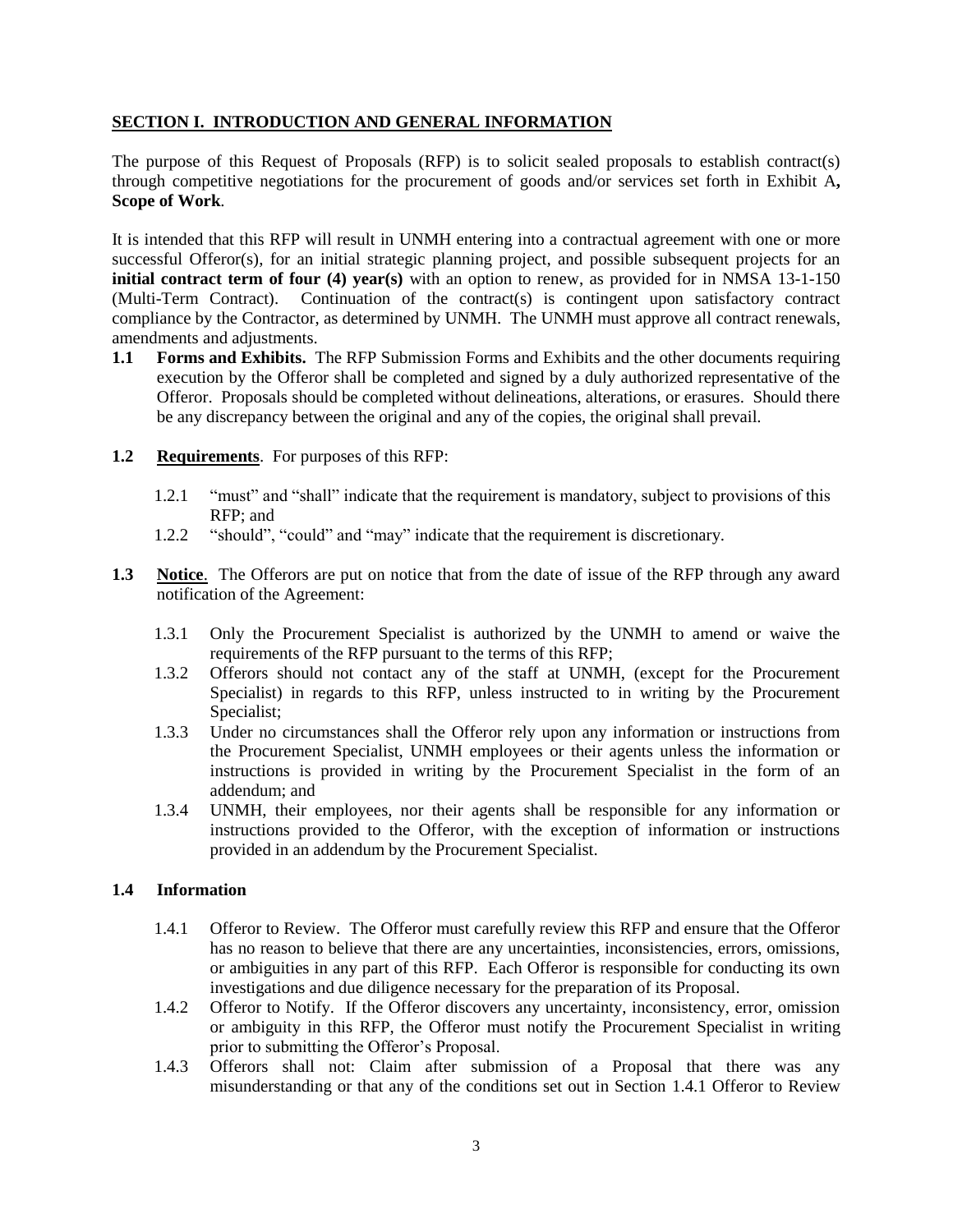## SECTION I. INTRODUCTION AND GENERAL INFORMATION

The purpose of this Request of Proposals (RFP) is to solicit sealed proposals to establish contract(s) through competitive negotiations for the procurement of goods and/or services set forth in Exhibit A**, Scope of Work**.

It is intended that this RFP will result in UNMH entering into a contractual agreement with one or more successful Offeror(s), for an initial strategic planning project, and possible subsequent projects for an **initial contract term of four (4) year(s)** with an option to renew, as provided for in NMSA 13-1-150 (Multi-Term Contract). Continuation of the contract(s) is contingent upon satisfactory contract compliance by the Contractor, as determined by UNMH. The UNMH must approve all contract renewals, amendments and adjustments.

**1.1 Forms and Exhibits.** The RFP Submission Forms and Exhibits and the other documents requiring execution by the Offeror shall be completed and signed by a duly authorized representative of the Offeror. Proposals should be completed without delineations, alterations, or erasures. Should there be any discrepancy between the original and any of the copies, the original shall prevail.

**1.2 Requirements**. For purposes of this RFP:

1.2.1 "must" and "shall" indicate that the requirement is mandatory, subject to provisions of this RFP; and

1.2.2 "should", "could" and "may" indicate that the requirement is discretionary.

**1.3 Notice**. The Offerors are put on notice that from the date of issue of the RFP through any award notification of the Agreement:

1.3.1 Only the Procurement Specialist is authorized by the UNMH to amend or waive the requirements of the RFP pursuant to the terms of this RFP;

1.3.2 Offerors should not contact any of the staff at UNMH, (except for the Procurement Specialist) in regards to this RFP, unless instructed to in writing by the Procurement Specialist;

1.3.3 Under no circumstances shall the Offeror rely upon any information or instructions from the Procurement Specialist, UNMH employees or their agents unless the information or instructions is provided in writing by the Procurement Specialist in the form of an addendum; and

1.3.4 UNMH, their employees, nor their agents shall be responsible for any information or instructions provided to the Offeror, with the exception of information or instructions provided in an addendum by the Procurement Specialist.

**1.4 Information**

1.4.1 Offeror to Review. The Offeror must carefully review this RFP and ensure that the Offeror has no reason to believe that there are any uncertainties, inconsistencies, errors, omissions, or ambiguities in any part of this RFP. Each Offeror is responsible for conducting its own investigations and due diligence necessary for the preparation of its Proposal.

1.4.2 Offeror to Notify. If the Offeror discovers any uncertainty, inconsistency, error, omission or ambiguity in this RFP, the Offeror must notify the Procurement Specialist in writing prior to submitting the Offeror's Proposal.

1.4.3 Offerors shall not: Claim after submission of a Proposal that there was any misunderstanding or that any of the conditions set out in Section 1.4.1 Offeror to Review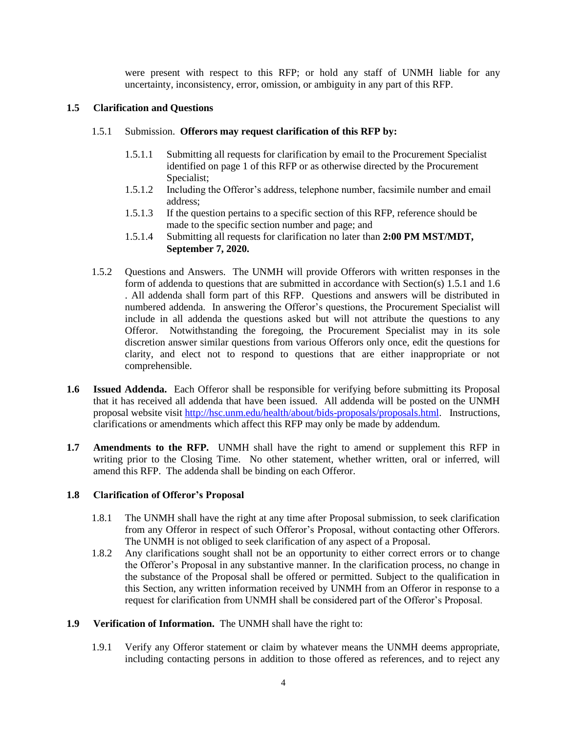were present with respect to this RFP; or hold any staff of UNMH liable for any uncertainty, inconsistency, error, omission, or ambiguity in any part of this RFP.

### 1.5 Clarification and Questions

1.5.1 Submission. **Offerors may request clarification of this RFP by:**

- 1.5.1.1 Submitting all requests for clarification by email to the Procurement Specialist identified on page 1 of this RFP or as otherwise directed by the Procurement Specialist;
- 1.5.1.2 Including the Offeror's address, telephone number, facsimile number and email address;
- 1.5.1.3 If the question pertains to a specific section of this RFP, reference should be made to the specific section number and page; and
- 1.5.1.4 Submitting all requests for clarification no later than **2:00 PM MST/MDT, September 7, 2020.**

1.5.2 Questions and Answers. The UNMH will provide Offerors with written responses in the form of addenda to questions that are submitted in accordance with Section(s) 1.5.1 and 1.6 . All addenda shall form part of this RFP. Questions and answers will be distributed in numbered addenda. In answering the Offeror's questions, the Procurement Specialist will include in all addenda the questions asked but will not attribute the questions to any Offeror. Notwithstanding the foregoing, the Procurement Specialist may in its sole discretion answer similar questions from various Offerors only once, edit the questions for clarity, and elect not to respond to questions that are either inappropriate or not comprehensible.

**1.6 Issued Addenda.** Each Offeror shall be responsible for verifying before submitting its Proposal that it has received all addenda that have been issued. All addenda will be posted on the UNMH proposal website visit [http://hsc.unm.edu/health/about/bids-proposals/proposals.html](http://hsc.unm.edu/health/about/bids-proposals/proposals.html). Instructions, clarifications or amendments which affect this RFP may only be made by addendum.

**1.7 Amendments to the RFP.** UNMH shall have the right to amend or supplement this RFP in writing prior to the Closing Time. No other statement, whether written, oral or inferred, will amend this RFP. The addenda shall be binding on each Offeror.

### 1.8 Clarification of Offeror's Proposal

1.8.1 The UNMH shall have the right at any time after Proposal submission, to seek clarification from any Offeror in respect of such Offeror's Proposal, without contacting other Offerors. The UNMH is not obliged to seek clarification of any aspect of a Proposal.

1.8.2 Any clarifications sought shall not be an opportunity to either correct errors or to change the Offeror's Proposal in any substantive manner. In the clarification process, no change in the substance of the Proposal shall be offered or permitted. Subject to the qualification in this Section, any written information received by UNMH from an Offeror in response to a request for clarification from UNMH shall be considered part of the Offeror's Proposal.

**1.9 Verification of Information.** The UNMH shall have the right to:

1.9.1 Verify any Offeror statement or claim by whatever means the UNMH deems appropriate, including contacting persons in addition to those offered as references, and to reject any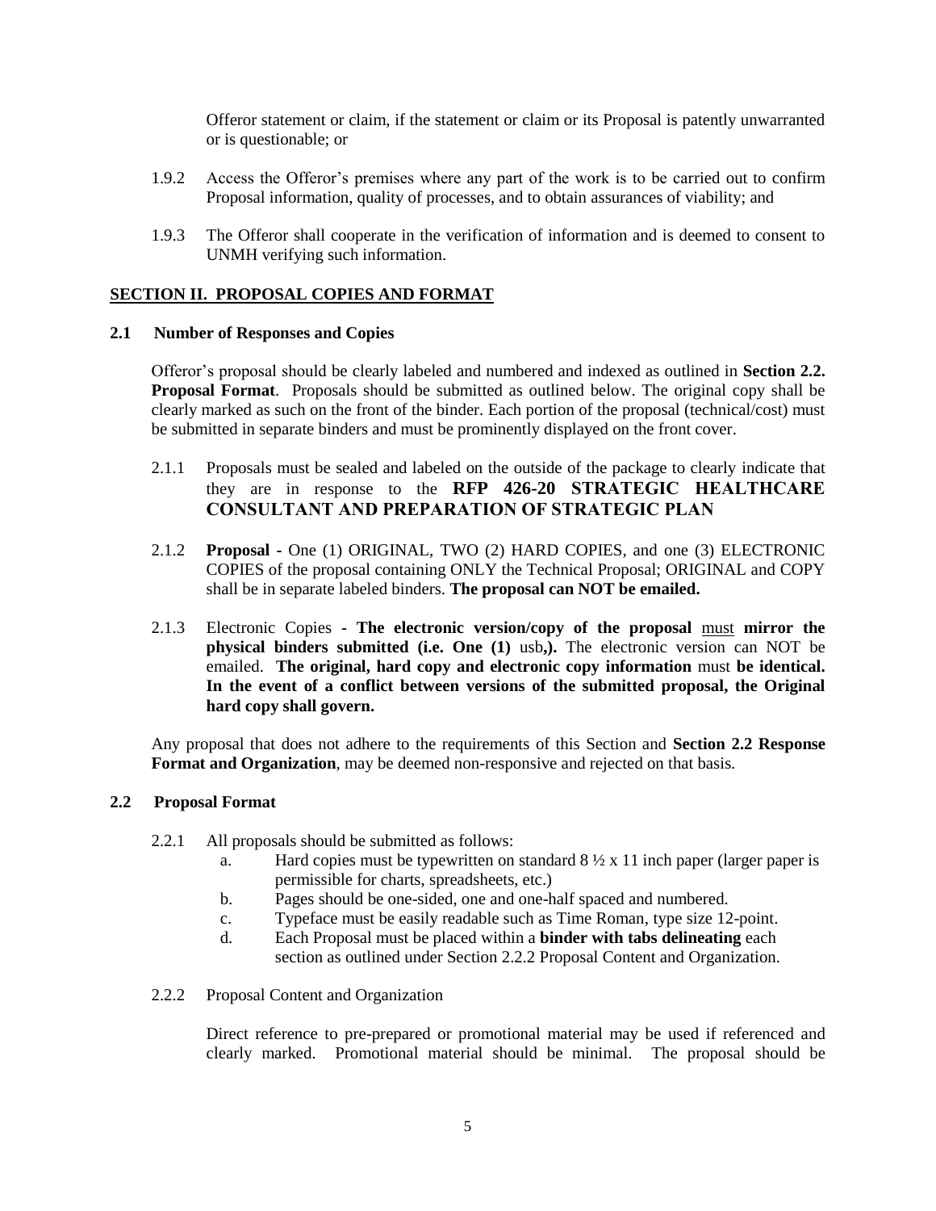Offeror statement or claim, if the statement or claim or its Proposal is patently unwarranted or is questionable; or

1.9.2 Access the Offeror's premises where any part of the work is to be carried out to confirm Proposal information, quality of processes, and to obtain assurances of viability; and

1.9.3 The Offeror shall cooperate in the verification of information and is deemed to consent to UNMH verifying such information.

## SECTION II. PROPOSAL COPIES AND FORMAT

### 2.1 Number of Responses and Copies

Offeror's proposal should be clearly labeled and numbered and indexed as outlined in **Section 2.2. Proposal Format**. Proposals should be submitted as outlined below. The original copy shall be clearly marked as such on the front of the binder. Each portion of the proposal (technical/cost) must be submitted in separate binders and must be prominently displayed on the front cover.

2.1.1 Proposals must be sealed and labeled on the outside of the package to clearly indicate that they are in response to the **RFP 426-20 STRATEGIC HEALTHCARE CONSULTANT AND PREPARATION OF STRATEGIC PLAN**

2.1.2 **Proposal** - One (1) ORIGINAL, TWO (2) HARD COPIES, and one (3) ELECTRONIC COPIES of the proposal containing ONLY the Technical Proposal; ORIGINAL and COPY shall be in separate labeled binders. **The proposal can NOT be emailed.**

2.1.3 Electronic Copies - **The electronic version/copy of the proposal** must **mirror the physical binders submitted (i.e. One (1)** usb**,).** The electronic version can NOT be emailed. **The original, hard copy and electronic copy information** must **be identical. In the event of a conflict between versions of the submitted proposal, the Original hard copy shall govern.**

Any proposal that does not adhere to the requirements of this Section and **Section 2.2 Response Format and Organization**, may be deemed non-responsive and rejected on that basis.

### 2.2 Proposal Format

2.2.1 All proposals should be submitted as follows:

- a. Hard copies must be typewritten on standard 8 ½ x 11 inch paper (larger paper is permissible for charts, spreadsheets, etc.)
- b. Pages should be one-sided, one and one-half spaced and numbered.
- c. Typeface must be easily readable such as Time Roman, type size 12-point.
- d. Each Proposal must be placed within a **binder with tabs delineating** each section as outlined under Section 2.2.2 Proposal Content and Organization.

2.2.2 Proposal Content and Organization

Direct reference to pre-prepared or promotional material may be used if referenced and clearly marked. Promotional material should be minimal. The proposal should be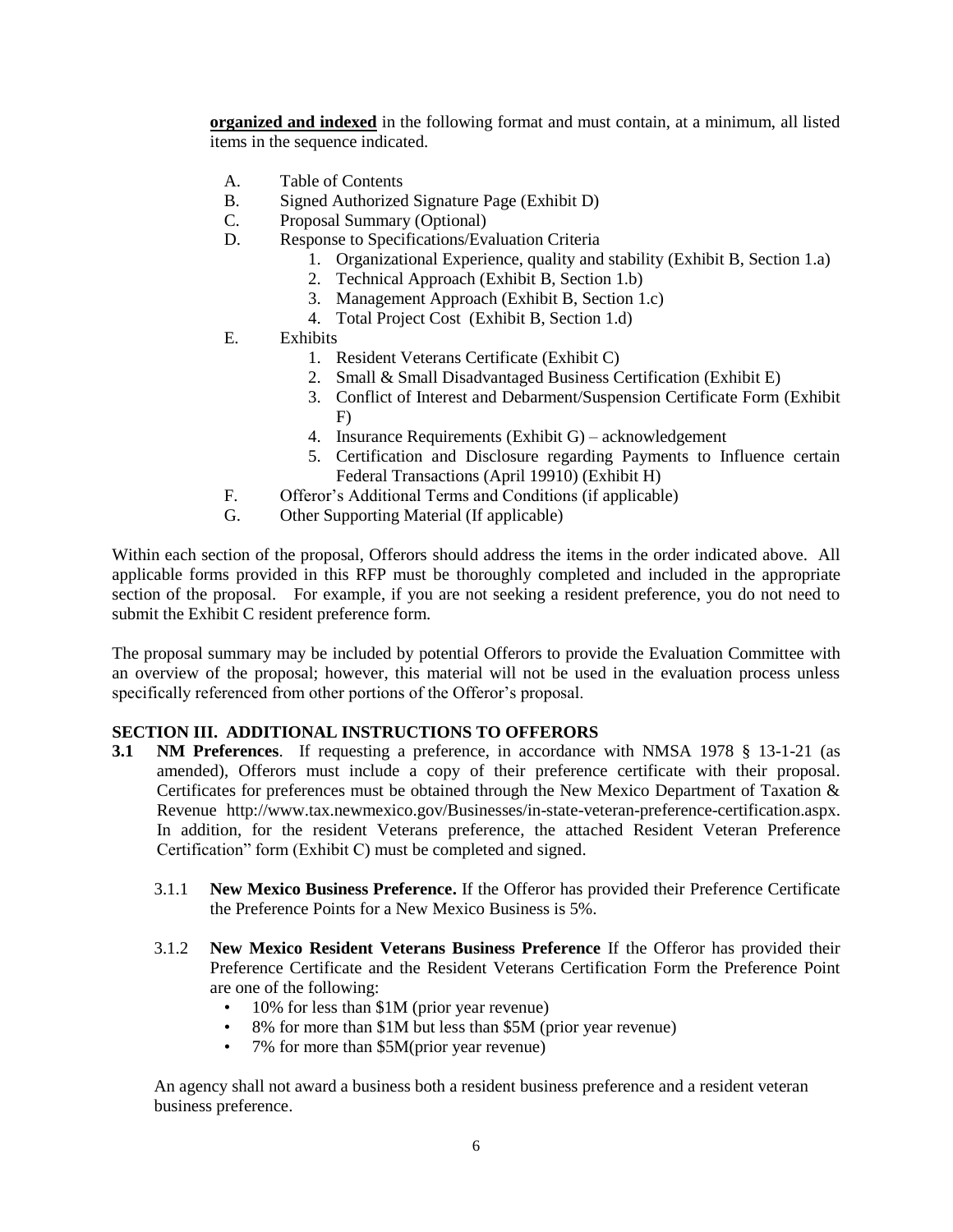**organized and indexed** in the following format and must contain, at a minimum, all listed items in the sequence indicated.

A. Table of Contents
B. Signed Authorized Signature Page (Exhibit D)
C. Proposal Summary (Optional)
D. Response to Specifications/Evaluation Criteria
   1. Organizational Experience, quality and stability (Exhibit B, Section 1.a)
   2. Technical Approach (Exhibit B, Section 1.b)
   3. Management Approach (Exhibit B, Section 1.c)
   4. Total Project Cost (Exhibit B, Section 1.d)
E. Exhibits
   1. Resident Veterans Certificate (Exhibit C)
   2. Small & Small Disadvantaged Business Certification (Exhibit E)
   3. Conflict of Interest and Debarment/Suspension Certificate Form (Exhibit F)
   4. Insurance Requirements (Exhibit G) – acknowledgement
   5. Certification and Disclosure regarding Payments to Influence certain Federal Transactions (April 19910) (Exhibit H)
F. Offeror's Additional Terms and Conditions (if applicable)
G. Other Supporting Material (If applicable)

Within each section of the proposal, Offerors should address the items in the order indicated above. All applicable forms provided in this RFP must be thoroughly completed and included in the appropriate section of the proposal. For example, if you are not seeking a resident preference, you do not need to submit the Exhibit C resident preference form.

The proposal summary may be included by potential Offerors to provide the Evaluation Committee with an overview of the proposal; however, this material will not be used in the evaluation process unless specifically referenced from other portions of the Offeror's proposal.

## SECTION III. ADDITIONAL INSTRUCTIONS TO OFFERORS

**3.1 NM Preferences**. If requesting a preference, in accordance with NMSA 1978 § 13-1-21 (as amended), Offerors must include a copy of their preference certificate with their proposal. Certificates for preferences must be obtained through the New Mexico Department of Taxation & Revenue http://www.tax.newmexico.gov/Businesses/in-state-veteran-preference-certification.aspx. In addition, for the resident Veterans preference, the attached Resident Veteran Preference Certification" form (Exhibit C) must be completed and signed.

3.1.1 **New Mexico Business Preference.** If the Offeror has provided their Preference Certificate the Preference Points for a New Mexico Business is 5%.

3.1.2 **New Mexico Resident Veterans Business Preference** If the Offeror has provided their Preference Certificate and the Resident Veterans Certification Form the Preference Point are one of the following:

- 10% for less than $1M (prior year revenue)
- 8% for more than $1M but less than $5M (prior year revenue)
- 7% for more than $5M(prior year revenue)

An agency shall not award a business both a resident business preference and a resident veteran business preference.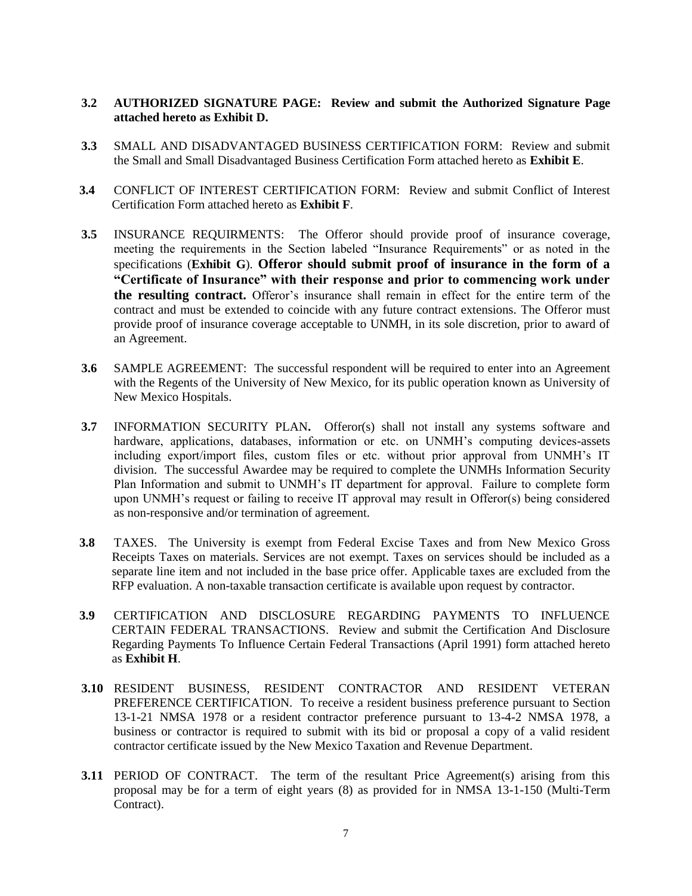**3.2 AUTHORIZED SIGNATURE PAGE: Review and submit the Authorized Signature Page attached hereto as Exhibit D.**

**3.3** SMALL AND DISADVANTAGED BUSINESS CERTIFICATION FORM: Review and submit the Small and Small Disadvantaged Business Certification Form attached hereto as **Exhibit E**.

**3.4** CONFLICT OF INTEREST CERTIFICATION FORM: Review and submit Conflict of Interest Certification Form attached hereto as **Exhibit F**.

**3.5** INSURANCE REQUIRMENTS: The Offeror should provide proof of insurance coverage, meeting the requirements in the Section labeled "Insurance Requirements" or as noted in the specifications (**Exhibit G**). **Offeror should submit proof of insurance in the form of a "Certificate of Insurance" with their response and prior to commencing work under the resulting contract.** Offeror's insurance shall remain in effect for the entire term of the contract and must be extended to coincide with any future contract extensions. The Offeror must provide proof of insurance coverage acceptable to UNMH, in its sole discretion, prior to award of an Agreement.

**3.6** SAMPLE AGREEMENT: The successful respondent will be required to enter into an Agreement with the Regents of the University of New Mexico, for its public operation known as University of New Mexico Hospitals.

**3.7** INFORMATION SECURITY PLAN**.** Offeror(s) shall not install any systems software and hardware, applications, databases, information or etc. on UNMH's computing devices-assets including export/import files, custom files or etc. without prior approval from UNMH's IT division. The successful Awardee may be required to complete the UNMHs Information Security Plan Information and submit to UNMH's IT department for approval. Failure to complete form upon UNMH's request or failing to receive IT approval may result in Offeror(s) being considered as non-responsive and/or termination of agreement.

**3.8** TAXES. The University is exempt from Federal Excise Taxes and from New Mexico Gross Receipts Taxes on materials. Services are not exempt. Taxes on services should be included as a separate line item and not included in the base price offer. Applicable taxes are excluded from the RFP evaluation. A non-taxable transaction certificate is available upon request by contractor.

**3.9** CERTIFICATION AND DISCLOSURE REGARDING PAYMENTS TO INFLUENCE CERTAIN FEDERAL TRANSACTIONS. Review and submit the Certification And Disclosure Regarding Payments To Influence Certain Federal Transactions (April 1991) form attached hereto as **Exhibit H**.

**3.10** RESIDENT BUSINESS, RESIDENT CONTRACTOR AND RESIDENT VETERAN PREFERENCE CERTIFICATION. To receive a resident business preference pursuant to Section 13-1-21 NMSA 1978 or a resident contractor preference pursuant to 13-4-2 NMSA 1978, a business or contractor is required to submit with its bid or proposal a copy of a valid resident contractor certificate issued by the New Mexico Taxation and Revenue Department.

**3.11** PERIOD OF CONTRACT. The term of the resultant Price Agreement(s) arising from this proposal may be for a term of eight years (8) as provided for in NMSA 13-1-150 (Multi-Term Contract).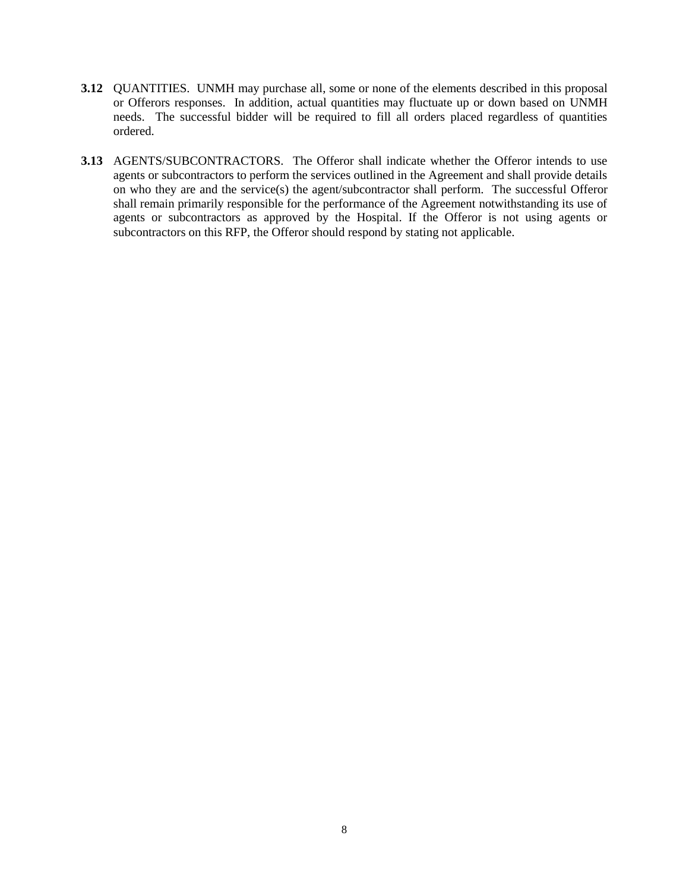**3.12** QUANTITIES. UNMH may purchase all, some or none of the elements described in this proposal or Offerors responses. In addition, actual quantities may fluctuate up or down based on UNMH needs. The successful bidder will be required to fill all orders placed regardless of quantities ordered.

**3.13** AGENTS/SUBCONTRACTORS. The Offeror shall indicate whether the Offeror intends to use agents or subcontractors to perform the services outlined in the Agreement and shall provide details on who they are and the service(s) the agent/subcontractor shall perform. The successful Offeror shall remain primarily responsible for the performance of the Agreement notwithstanding its use of agents or subcontractors as approved by the Hospital. If the Offeror is not using agents or subcontractors on this RFP, the Offeror should respond by stating not applicable.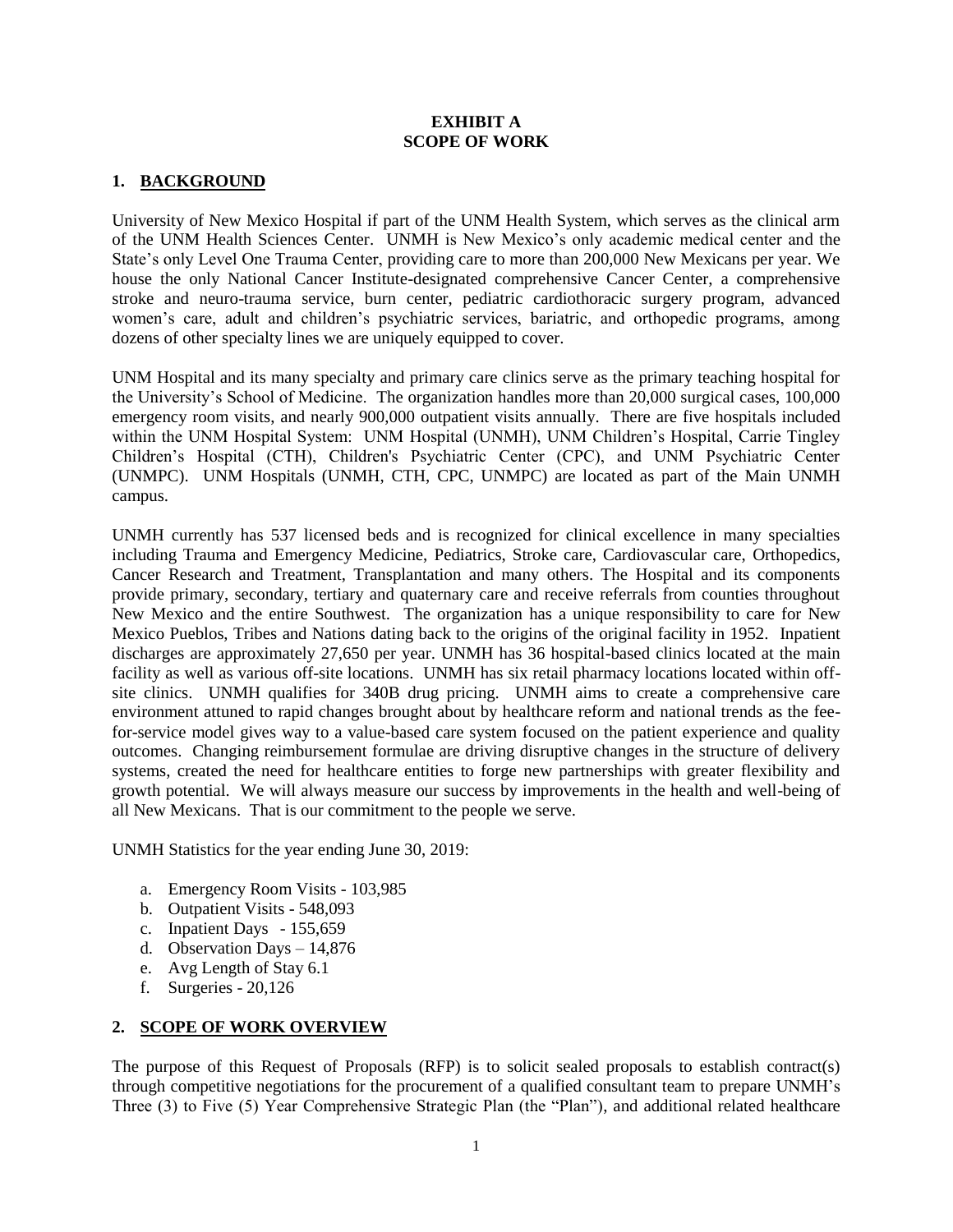**EXHIBIT A**
**SCOPE OF WORK**

## 1. BACKGROUND

University of New Mexico Hospital if part of the UNM Health System, which serves as the clinical arm of the UNM Health Sciences Center. UNMH is New Mexico's only academic medical center and the State's only Level One Trauma Center, providing care to more than 200,000 New Mexicans per year. We house the only National Cancer Institute-designated comprehensive Cancer Center, a comprehensive stroke and neuro-trauma service, burn center, pediatric cardiothoracic surgery program, advanced women's care, adult and children's psychiatric services, bariatric, and orthopedic programs, among dozens of other specialty lines we are uniquely equipped to cover.

UNM Hospital and its many specialty and primary care clinics serve as the primary teaching hospital for the University's School of Medicine. The organization handles more than 20,000 surgical cases, 100,000 emergency room visits, and nearly 900,000 outpatient visits annually. There are five hospitals included within the UNM Hospital System: UNM Hospital (UNMH), UNM Children's Hospital, Carrie Tingley Children's Hospital (CTH), Children's Psychiatric Center (CPC), and UNM Psychiatric Center (UNMPC). UNM Hospitals (UNMH, CTH, CPC, UNMPC) are located as part of the Main UNMH campus.

UNMH currently has 537 licensed beds and is recognized for clinical excellence in many specialties including Trauma and Emergency Medicine, Pediatrics, Stroke care, Cardiovascular care, Orthopedics, Cancer Research and Treatment, Transplantation and many others. The Hospital and its components provide primary, secondary, tertiary and quaternary care and receive referrals from counties throughout New Mexico and the entire Southwest. The organization has a unique responsibility to care for New Mexico Pueblos, Tribes and Nations dating back to the origins of the original facility in 1952. Inpatient discharges are approximately 27,650 per year. UNMH has 36 hospital-based clinics located at the main facility as well as various off-site locations. UNMH has six retail pharmacy locations located within off-site clinics. UNMH qualifies for 340B drug pricing. UNMH aims to create a comprehensive care environment attuned to rapid changes brought about by healthcare reform and national trends as the fee-for-service model gives way to a value-based care system focused on the patient experience and quality outcomes. Changing reimbursement formulae are driving disruptive changes in the structure of delivery systems, created the need for healthcare entities to forge new partnerships with greater flexibility and growth potential. We will always measure our success by improvements in the health and well-being of all New Mexicans. That is our commitment to the people we serve.

UNMH Statistics for the year ending June 30, 2019:

a. Emergency Room Visits - 103,985
b. Outpatient Visits - 548,093
c. Inpatient Days - 155,659
d. Observation Days – 14,876
e. Avg Length of Stay 6.1
f. Surgeries - 20,126

## 2. SCOPE OF WORK OVERVIEW

The purpose of this Request of Proposals (RFP) is to solicit sealed proposals to establish contract(s) through competitive negotiations for the procurement of a qualified consultant team to prepare UNMH's Three (3) to Five (5) Year Comprehensive Strategic Plan (the "Plan"), and additional related healthcare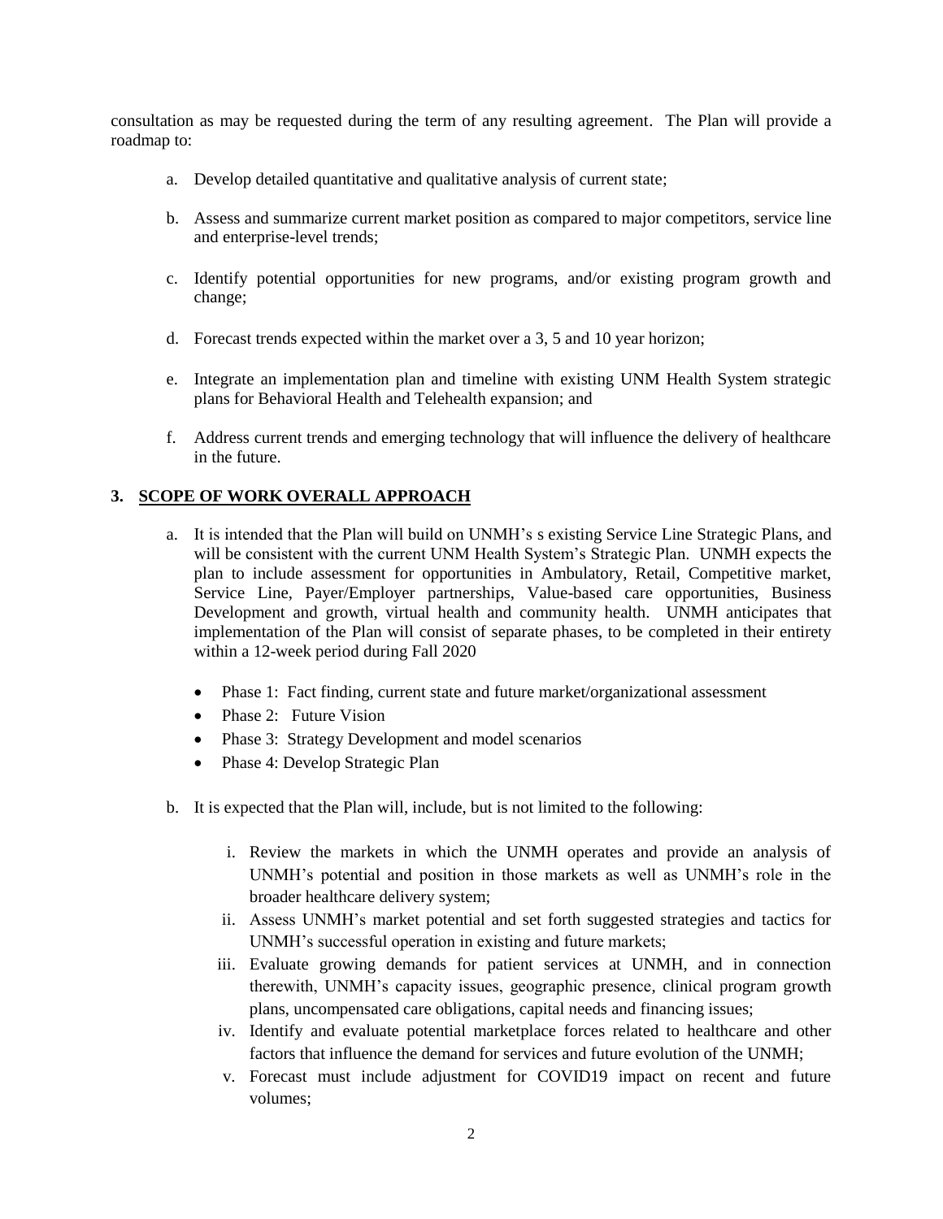consultation as may be requested during the term of any resulting agreement. The Plan will provide a roadmap to:

a. Develop detailed quantitative and qualitative analysis of current state;

b. Assess and summarize current market position as compared to major competitors, service line and enterprise-level trends;

c. Identify potential opportunities for new programs, and/or existing program growth and change;

d. Forecast trends expected within the market over a 3, 5 and 10 year horizon;

e. Integrate an implementation plan and timeline with existing UNM Health System strategic plans for Behavioral Health and Telehealth expansion; and

f. Address current trends and emerging technology that will influence the delivery of healthcare in the future.

## 3. SCOPE OF WORK OVERALL APPROACH

a. It is intended that the Plan will build on UNMH's s existing Service Line Strategic Plans, and will be consistent with the current UNM Health System's Strategic Plan. UNMH expects the plan to include assessment for opportunities in Ambulatory, Retail, Competitive market, Service Line, Payer/Employer partnerships, Value-based care opportunities, Business Development and growth, virtual health and community health. UNMH anticipates that implementation of the Plan will consist of separate phases, to be completed in their entirety within a 12-week period during Fall 2020

- Phase 1: Fact finding, current state and future market/organizational assessment
- Phase 2: Future Vision
- Phase 3: Strategy Development and model scenarios
- Phase 4: Develop Strategic Plan

b. It is expected that the Plan will, include, but is not limited to the following:

i. Review the markets in which the UNMH operates and provide an analysis of UNMH's potential and position in those markets as well as UNMH's role in the broader healthcare delivery system;

ii. Assess UNMH's market potential and set forth suggested strategies and tactics for UNMH's successful operation in existing and future markets;

iii. Evaluate growing demands for patient services at UNMH, and in connection therewith, UNMH's capacity issues, geographic presence, clinical program growth plans, uncompensated care obligations, capital needs and financing issues;

iv. Identify and evaluate potential marketplace forces related to healthcare and other factors that influence the demand for services and future evolution of the UNMH;

v. Forecast must include adjustment for COVID19 impact on recent and future volumes;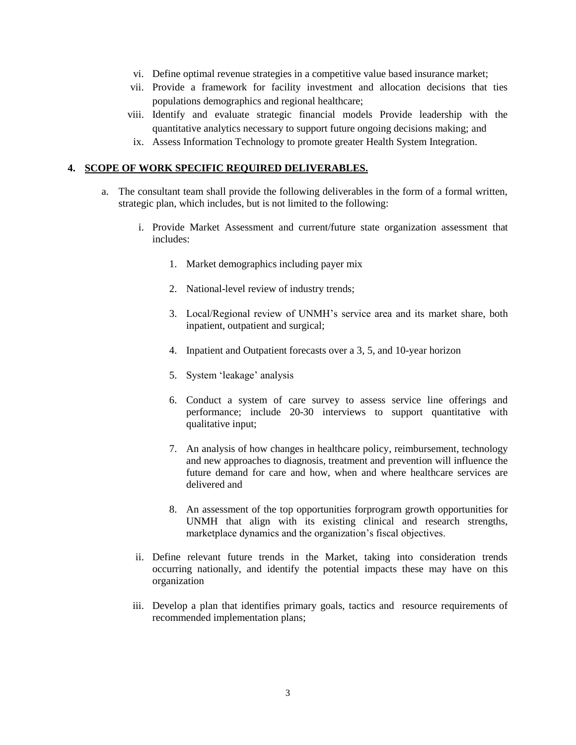vi. Define optimal revenue strategies in a competitive value based insurance market;

vii. Provide a framework for facility investment and allocation decisions that ties populations demographics and regional healthcare;

viii. Identify and evaluate strategic financial models Provide leadership with the quantitative analytics necessary to support future ongoing decisions making; and

ix. Assess Information Technology to promote greater Health System Integration.

## 4. SCOPE OF WORK SPECIFIC REQUIRED DELIVERABLES.

a. The consultant team shall provide the following deliverables in the form of a formal written, strategic plan, which includes, but is not limited to the following:

   i. Provide Market Assessment and current/future state organization assessment that includes:

      1. Market demographics including payer mix

      2. National-level review of industry trends;

      3. Local/Regional review of UNMH's service area and its market share, both inpatient, outpatient and surgical;

      4. Inpatient and Outpatient forecasts over a 3, 5, and 10-year horizon

      5. System 'leakage' analysis

      6. Conduct a system of care survey to assess service line offerings and performance; include 20-30 interviews to support quantitative with qualitative input;

      7. An analysis of how changes in healthcare policy, reimbursement, technology and new approaches to diagnosis, treatment and prevention will influence the future demand for care and how, when and where healthcare services are delivered and

      8. An assessment of the top opportunities forprogram growth opportunities for UNMH that align with its existing clinical and research strengths, marketplace dynamics and the organization's fiscal objectives.

   ii. Define relevant future trends in the Market, taking into consideration trends occurring nationally, and identify the potential impacts these may have on this organization

   iii. Develop a plan that identifies primary goals, tactics and resource requirements of recommended implementation plans;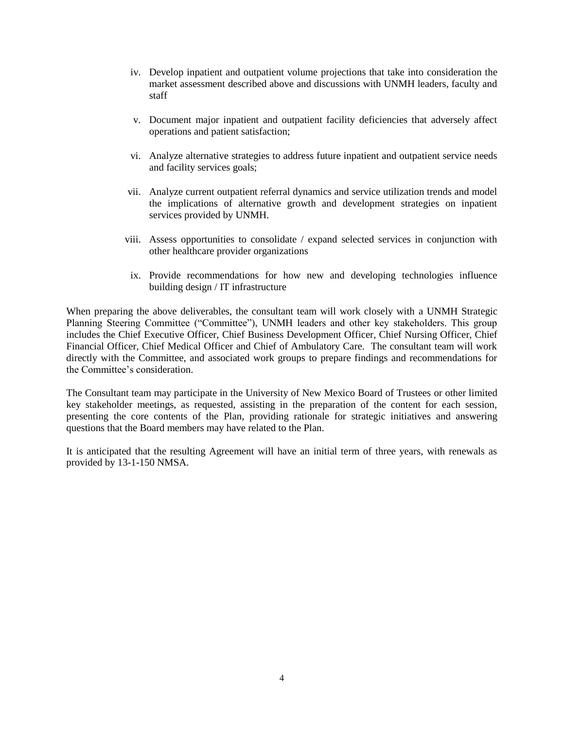iv. Develop inpatient and outpatient volume projections that take into consideration the market assessment described above and discussions with UNMH leaders, faculty and staff

v. Document major inpatient and outpatient facility deficiencies that adversely affect operations and patient satisfaction;

vi. Analyze alternative strategies to address future inpatient and outpatient service needs and facility services goals;

vii. Analyze current outpatient referral dynamics and service utilization trends and model the implications of alternative growth and development strategies on inpatient services provided by UNMH.

viii. Assess opportunities to consolidate / expand selected services in conjunction with other healthcare provider organizations

ix. Provide recommendations for how new and developing technologies influence building design / IT infrastructure

When preparing the above deliverables, the consultant team will work closely with a UNMH Strategic Planning Steering Committee ("Committee"), UNMH leaders and other key stakeholders. This group includes the Chief Executive Officer, Chief Business Development Officer, Chief Nursing Officer, Chief Financial Officer, Chief Medical Officer and Chief of Ambulatory Care. The consultant team will work directly with the Committee, and associated work groups to prepare findings and recommendations for the Committee's consideration.

The Consultant team may participate in the University of New Mexico Board of Trustees or other limited key stakeholder meetings, as requested, assisting in the preparation of the content for each session, presenting the core contents of the Plan, providing rationale for strategic initiatives and answering questions that the Board members may have related to the Plan.

It is anticipated that the resulting Agreement will have an initial term of three years, with renewals as provided by 13-1-150 NMSA.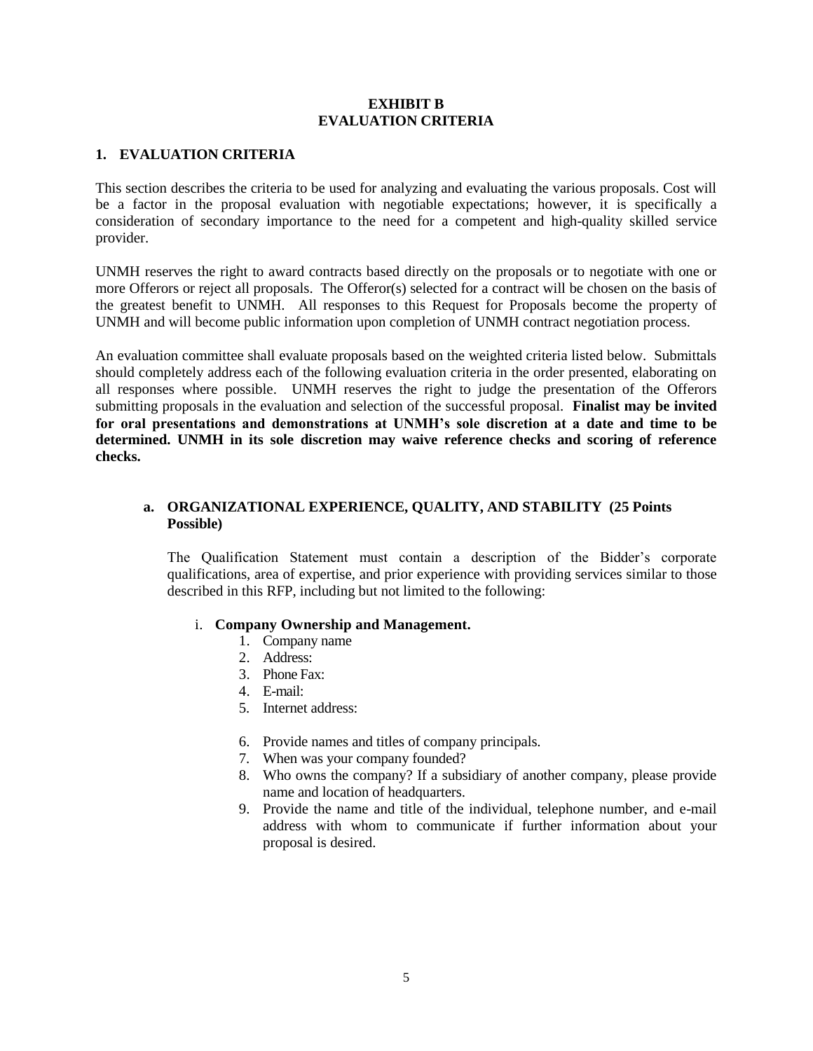# EXHIBIT B
# EVALUATION CRITERIA

## 1. EVALUATION CRITERIA

This section describes the criteria to be used for analyzing and evaluating the various proposals. Cost will be a factor in the proposal evaluation with negotiable expectations; however, it is specifically a consideration of secondary importance to the need for a competent and high-quality skilled service provider.

UNMH reserves the right to award contracts based directly on the proposals or to negotiate with one or more Offerors or reject all proposals. The Offeror(s) selected for a contract will be chosen on the basis of the greatest benefit to UNMH. All responses to this Request for Proposals become the property of UNMH and will become public information upon completion of UNMH contract negotiation process.

An evaluation committee shall evaluate proposals based on the weighted criteria listed below. Submittals should completely address each of the following evaluation criteria in the order presented, elaborating on all responses where possible. UNMH reserves the right to judge the presentation of the Offerors submitting proposals in the evaluation and selection of the successful proposal. **Finalist may be invited for oral presentations and demonstrations at UNMH's sole discretion at a date and time to be determined. UNMH in its sole discretion may waive reference checks and scoring of reference checks.**

### a. ORGANIZATIONAL EXPERIENCE, QUALITY, AND STABILITY (25 Points Possible)

The Qualification Statement must contain a description of the Bidder's corporate qualifications, area of expertise, and prior experience with providing services similar to those described in this RFP, including but not limited to the following:

i. **Company Ownership and Management.**

1. Company name
2. Address:
3. Phone Fax:
4. E-mail:
5. Internet address:
6. Provide names and titles of company principals.
7. When was your company founded?
8. Who owns the company? If a subsidiary of another company, please provide name and location of headquarters.
9. Provide the name and title of the individual, telephone number, and e-mail address with whom to communicate if further information about your proposal is desired.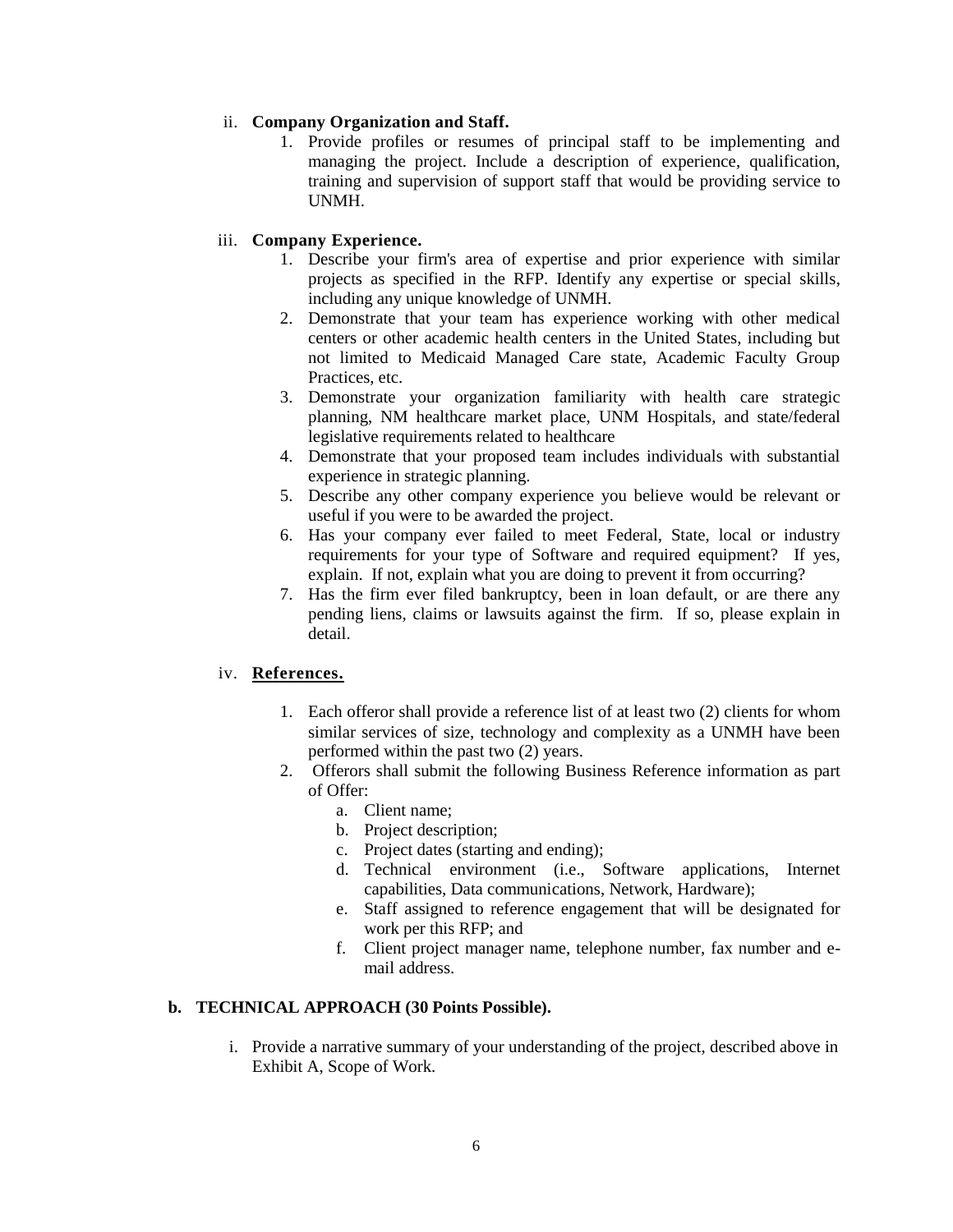ii. **Company Organization and Staff.**

1. Provide profiles or resumes of principal staff to be implementing and managing the project. Include a description of experience, qualification, training and supervision of support staff that would be providing service to UNMH.

iii. **Company Experience.**

1. Describe your firm's area of expertise and prior experience with similar projects as specified in the RFP. Identify any expertise or special skills, including any unique knowledge of UNMH.
2. Demonstrate that your team has experience working with other medical centers or other academic health centers in the United States, including but not limited to Medicaid Managed Care state, Academic Faculty Group Practices, etc.
3. Demonstrate your organization familiarity with health care strategic planning, NM healthcare market place, UNM Hospitals, and state/federal legislative requirements related to healthcare
4. Demonstrate that your proposed team includes individuals with substantial experience in strategic planning.
5. Describe any other company experience you believe would be relevant or useful if you were to be awarded the project.
6. Has your company ever failed to meet Federal, State, local or industry requirements for your type of Software and required equipment? If yes, explain. If not, explain what you are doing to prevent it from occurring?
7. Has the firm ever filed bankruptcy, been in loan default, or are there any pending liens, claims or lawsuits against the firm. If so, please explain in detail.

iv. **References.**

1. Each offeror shall provide a reference list of at least two (2) clients for whom similar services of size, technology and complexity as a UNMH have been performed within the past two (2) years.
2. Offerors shall submit the following Business Reference information as part of Offer:
   a. Client name;
   b. Project description;
   c. Project dates (starting and ending);
   d. Technical environment (i.e., Software applications, Internet capabilities, Data communications, Network, Hardware);
   e. Staff assigned to reference engagement that will be designated for work per this RFP; and
   f. Client project manager name, telephone number, fax number and e-mail address.

**b. TECHNICAL APPROACH (30 Points Possible).**

i. Provide a narrative summary of your understanding of the project, described above in Exhibit A, Scope of Work.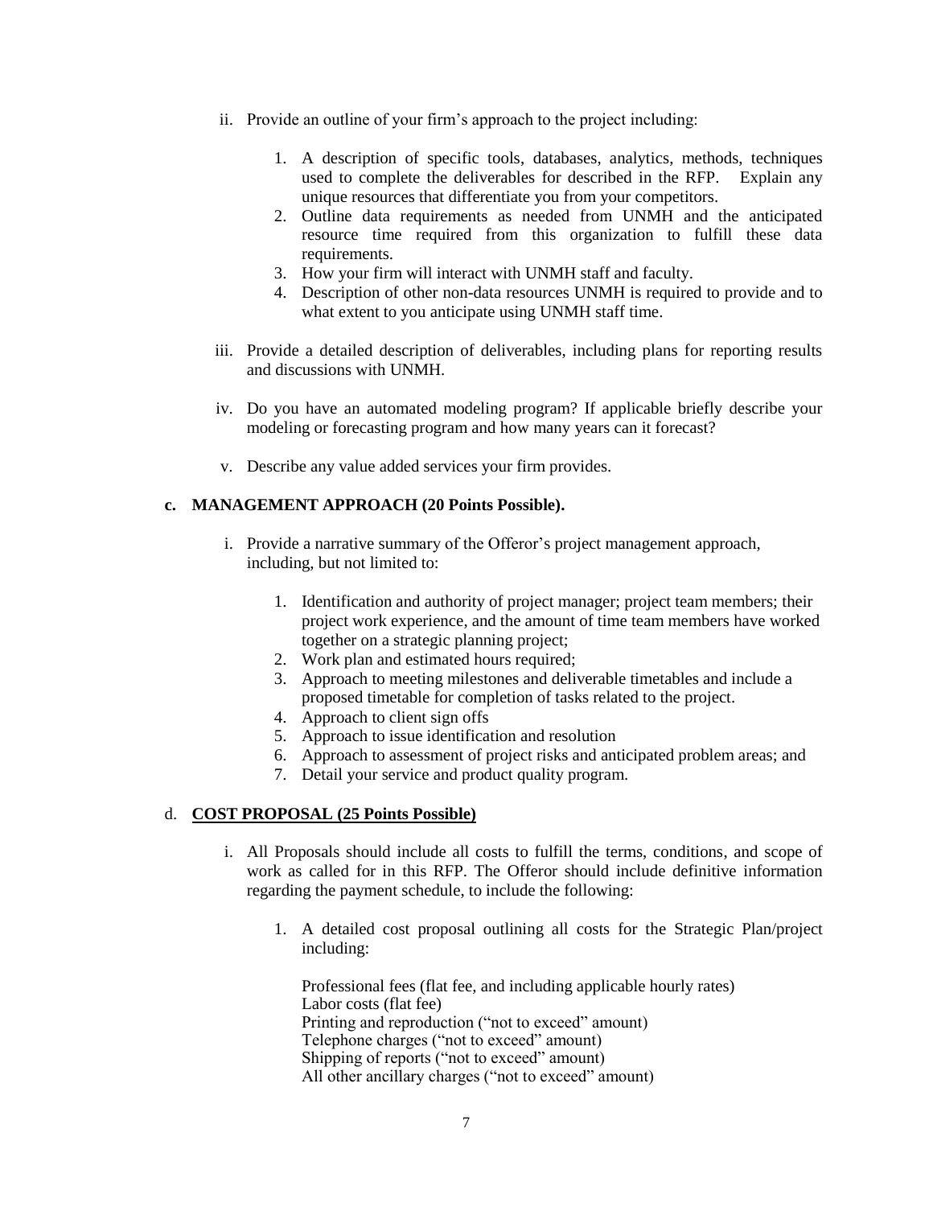ii. Provide an outline of your firm's approach to the project including:

   1. A description of specific tools, databases, analytics, methods, techniques used to complete the deliverables for described in the RFP. Explain any unique resources that differentiate you from your competitors.
   2. Outline data requirements as needed from UNMH and the anticipated resource time required from this organization to fulfill these data requirements.
   3. How your firm will interact with UNMH staff and faculty.
   4. Description of other non-data resources UNMH is required to provide and to what extent to you anticipate using UNMH staff time.

iii. Provide a detailed description of deliverables, including plans for reporting results and discussions with UNMH.

iv. Do you have an automated modeling program? If applicable briefly describe your modeling or forecasting program and how many years can it forecast?

v. Describe any value added services your firm provides.

**c. MANAGEMENT APPROACH (20 Points Possible).**

i. Provide a narrative summary of the Offeror's project management approach, including, but not limited to:

   1. Identification and authority of project manager; project team members; their project work experience, and the amount of time team members have worked together on a strategic planning project;
   2. Work plan and estimated hours required;
   3. Approach to meeting milestones and deliverable timetables and include a proposed timetable for completion of tasks related to the project.
   4. Approach to client sign offs
   5. Approach to issue identification and resolution
   6. Approach to assessment of project risks and anticipated problem areas; and
   7. Detail your service and product quality program.

d. **COST PROPOSAL (25 Points Possible)**

i. All Proposals should include all costs to fulfill the terms, conditions, and scope of work as called for in this RFP. The Offeror should include definitive information regarding the payment schedule, to include the following:

   1. A detailed cost proposal outlining all costs for the Strategic Plan/project including:

      Professional fees (flat fee, and including applicable hourly rates)
      Labor costs (flat fee)
      Printing and reproduction ("not to exceed" amount)
      Telephone charges ("not to exceed" amount)
      Shipping of reports ("not to exceed" amount)
      All other ancillary charges ("not to exceed" amount)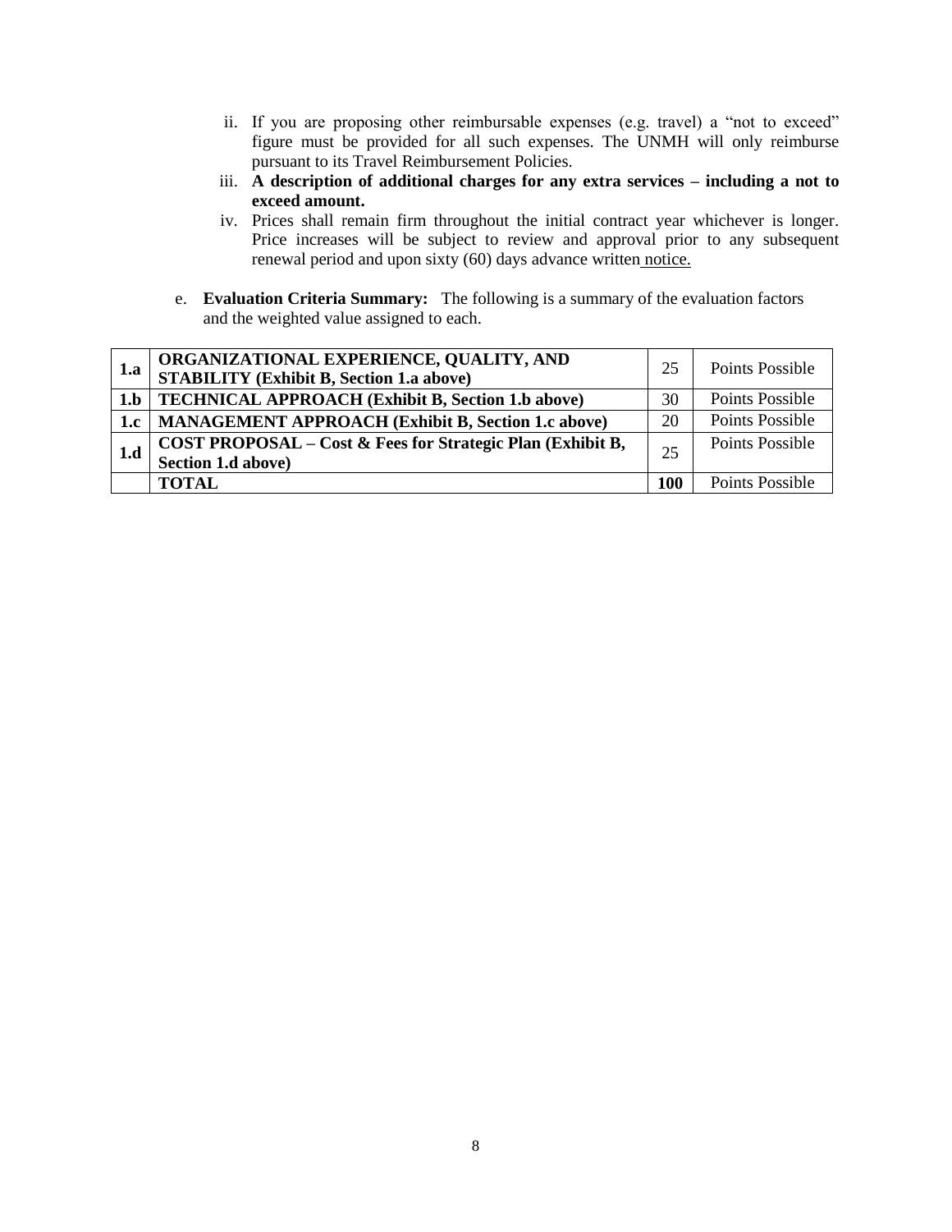ii. If you are proposing other reimbursable expenses (e.g. travel) a "not to exceed" figure must be provided for all such expenses. The UNMH will only reimburse pursuant to its Travel Reimbursement Policies.

iii. **A description of additional charges for any extra services – including a not to exceed amount.**

iv. Prices shall remain firm throughout the initial contract year whichever is longer. Price increases will be subject to review and approval prior to any subsequent renewal period and upon sixty (60) days advance written notice.

e. **Evaluation Criteria Summary:** The following is a summary of the evaluation factors and the weighted value assigned to each.

| | | | |
|---|---|---|---|
| **1.a** | **ORGANIZATIONAL EXPERIENCE, QUALITY, AND STABILITY (Exhibit B, Section 1.a above)** | 25 | Points Possible |
| **1.b** | **TECHNICAL APPROACH (Exhibit B, Section 1.b above)** | 30 | Points Possible |
| **1.c** | **MANAGEMENT APPROACH (Exhibit B, Section 1.c above)** | 20 | Points Possible |
| **1.d** | **COST PROPOSAL – Cost & Fees for Strategic Plan (Exhibit B, Section 1.d above)** | 25 | Points Possible |
| | **TOTAL** | **100** | Points Possible |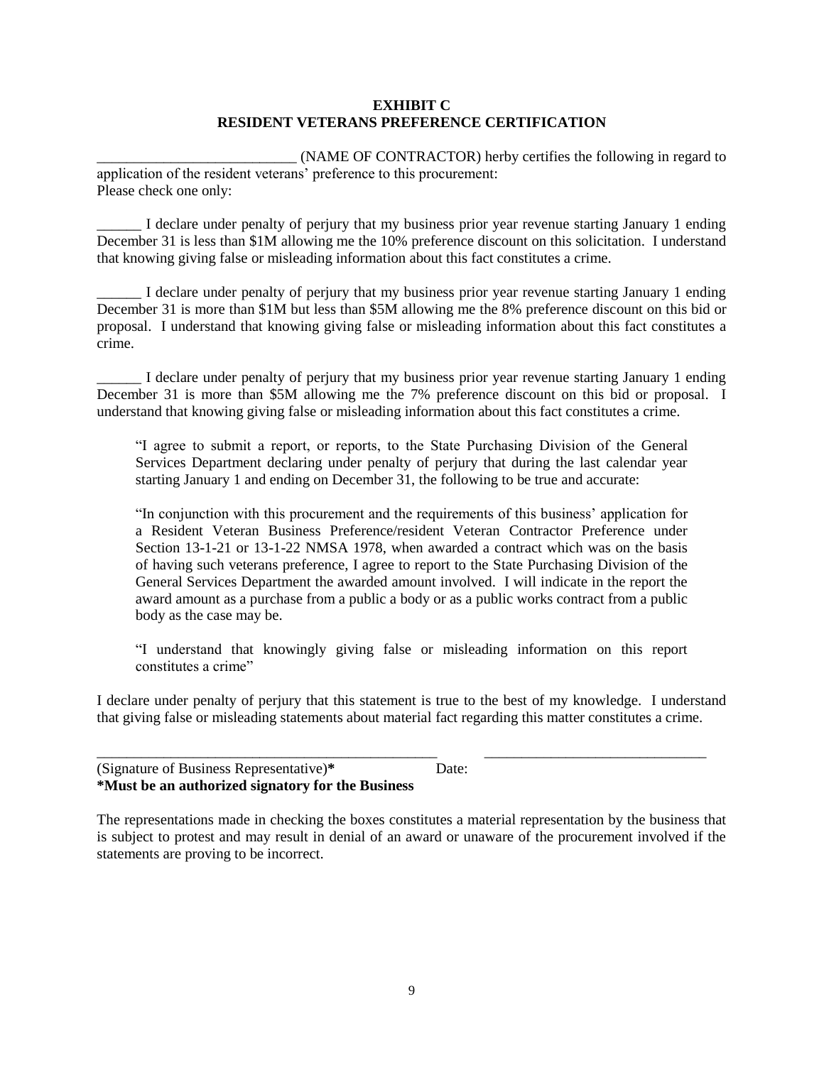**EXHIBIT C**
**RESIDENT VETERANS PREFERENCE CERTIFICATION**

___________________________ (NAME OF CONTRACTOR) herby certifies the following in regard to application of the resident veterans' preference to this procurement:
Please check one only:

______ I declare under penalty of perjury that my business prior year revenue starting January 1 ending December 31 is less than $1M allowing me the 10% preference discount on this solicitation. I understand that knowing giving false or misleading information about this fact constitutes a crime.

______ I declare under penalty of perjury that my business prior year revenue starting January 1 ending December 31 is more than $1M but less than $5M allowing me the 8% preference discount on this bid or proposal. I understand that knowing giving false or misleading information about this fact constitutes a crime.

______ I declare under penalty of perjury that my business prior year revenue starting January 1 ending December 31 is more than $5M allowing me the 7% preference discount on this bid or proposal. I understand that knowing giving false or misleading information about this fact constitutes a crime.

> "I agree to submit a report, or reports, to the State Purchasing Division of the General Services Department declaring under penalty of perjury that during the last calendar year starting January 1 and ending on December 31, the following to be true and accurate:
>
> "In conjunction with this procurement and the requirements of this business' application for a Resident Veteran Business Preference/resident Veteran Contractor Preference under Section 13-1-21 or 13-1-22 NMSA 1978, when awarded a contract which was on the basis of having such veterans preference, I agree to report to the State Purchasing Division of the General Services Department the awarded amount involved. I will indicate in the report the award amount as a purchase from a public a body or as a public works contract from a public body as the case may be.
>
> "I understand that knowingly giving false or misleading information on this report constitutes a crime"

I declare under penalty of perjury that this statement is true to the best of my knowledge. I understand that giving false or misleading statements about material fact regarding this matter constitutes a crime.

________________________________________________ ______________________________

(Signature of Business Representative)* Date:
**\*Must be an authorized signatory for the Business**

The representations made in checking the boxes constitutes a material representation by the business that is subject to protest and may result in denial of an award or unaware of the procurement involved if the statements are proving to be incorrect.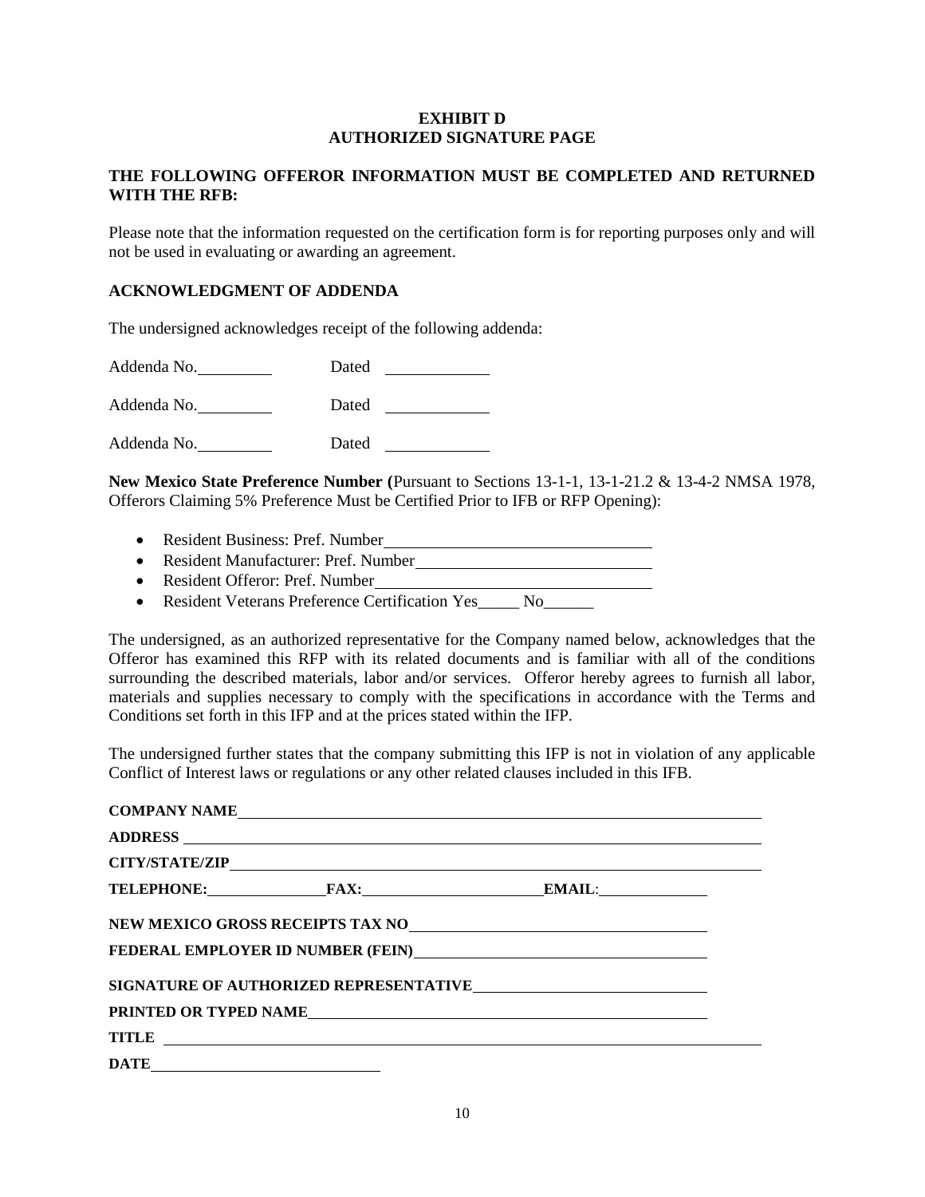# EXHIBIT D
# AUTHORIZED SIGNATURE PAGE

**THE FOLLOWING OFFEROR INFORMATION MUST BE COMPLETED AND RETURNED WITH THE RFB:**

Please note that the information requested on the certification form is for reporting purposes only and will not be used in evaluating or awarding an agreement.

**ACKNOWLEDGMENT OF ADDENDA**

The undersigned acknowledges receipt of the following addenda:

Addenda No.__________ Dated __________

Addenda No.__________ Dated __________

Addenda No.__________ Dated __________

**New Mexico State Preference Number (**Pursuant to Sections 13-1-1, 13-1-21.2 & 13-4-2 NMSA 1978, Offerors Claiming 5% Preference Must be Certified Prior to IFB or RFP Opening):

- Resident Business: Pref. Number__________________________
- Resident Manufacturer: Pref. Number__________________________
- Resident Offeror: Pref. Number__________________________
- Resident Veterans Preference Certification Yes_____ No______

The undersigned, as an authorized representative for the Company named below, acknowledges that the Offeror has examined this RFP with its related documents and is familiar with all of the conditions surrounding the described materials, labor and/or services. Offeror hereby agrees to furnish all labor, materials and supplies necessary to comply with the specifications in accordance with the Terms and Conditions set forth in this IFP and at the prices stated within the IFP.

The undersigned further states that the company submitting this IFP is not in violation of any applicable Conflict of Interest laws or regulations or any other related clauses included in this IFB.

**COMPANY NAME**__________________________________________

**ADDRESS** __________________________________________

**CITY/STATE/ZIP**__________________________________________

**TELEPHONE:**______________ **FAX:**______________ **EMAIL**:______________

**NEW MEXICO GROSS RECEIPTS TAX NO**__________________________

**FEDERAL EMPLOYER ID NUMBER (FEIN)**__________________________

**SIGNATURE OF AUTHORIZED REPRESENTATIVE**__________________________

**PRINTED OR TYPED NAME**__________________________

**TITLE** __________________________________________

**DATE**__________________________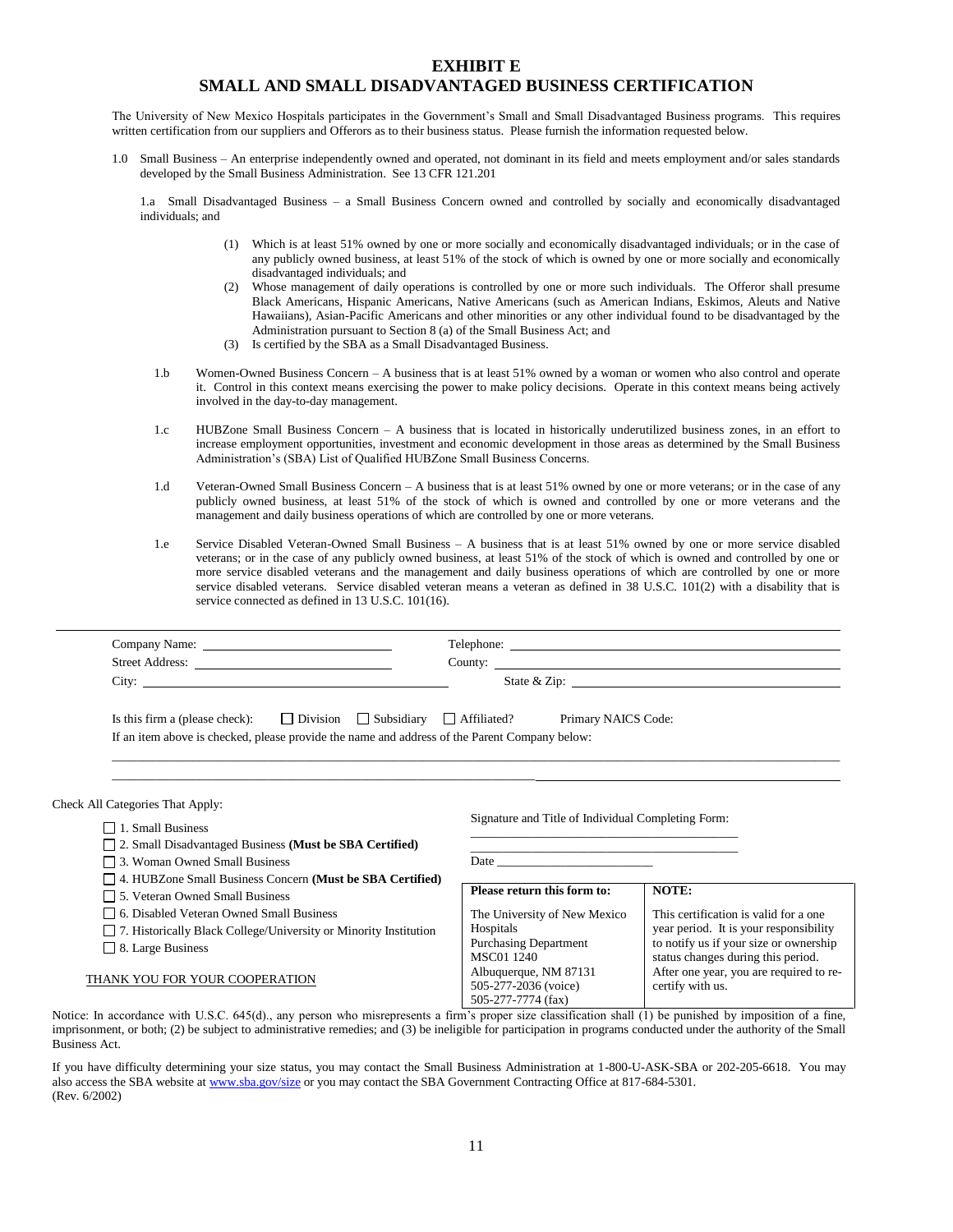# EXHIBIT E

## SMALL AND SMALL DISADVANTAGED BUSINESS CERTIFICATION

The University of New Mexico Hospitals participates in the Government's Small and Small Disadvantaged Business programs. This requires written certification from our suppliers and Offerors as to their business status. Please furnish the information requested below.

1.0 Small Business – An enterprise independently owned and operated, not dominant in its field and meets employment and/or sales standards developed by the Small Business Administration. See 13 CFR 121.201

1.a Small Disadvantaged Business – a Small Business Concern owned and controlled by socially and economically disadvantaged individuals; and

(1) Which is at least 51% owned by one or more socially and economically disadvantaged individuals; or in the case of any publicly owned business, at least 51% of the stock of which is owned by one or more socially and economically disadvantaged individuals; and

(2) Whose management of daily operations is controlled by one or more such individuals. The Offeror shall presume Black Americans, Hispanic Americans, Native Americans (such as American Indians, Eskimos, Aleuts and Native Hawaiians), Asian-Pacific Americans and other minorities or any other individual found to be disadvantaged by the Administration pursuant to Section 8 (a) of the Small Business Act; and

(3) Is certified by the SBA as a Small Disadvantaged Business.

1.b Women-Owned Business Concern – A business that is at least 51% owned by a woman or women who also control and operate it. Control in this context means exercising the power to make policy decisions. Operate in this context means being actively involved in the day-to-day management.

1.c HUBZone Small Business Concern – A business that is located in historically underutilized business zones, in an effort to increase employment opportunities, investment and economic development in those areas as determined by the Small Business Administration's (SBA) List of Qualified HUBZone Small Business Concerns.

1.d Veteran-Owned Small Business Concern – A business that is at least 51% owned by one or more veterans; or in the case of any publicly owned business, at least 51% of the stock of which is owned and controlled by one or more veterans and the management and daily business operations of which are controlled by one or more veterans.

1.e Service Disabled Veteran-Owned Small Business – A business that is at least 51% owned by one or more service disabled veterans; or in the case of any publicly owned business, at least 51% of the stock of which is owned and controlled by one or more service disabled veterans and the management and daily business operations of which are controlled by one or more service disabled veterans. Service disabled veteran means a veteran as defined in 38 U.S.C. 101(2) with a disability that is service connected as defined in 13 U.S.C. 101(16).

---

Company Name: ____________________ Telephone: ____________________

Street Address: ____________________ County: ____________________

City: ____________________ State & Zip: ____________________

Is this firm a (please check): ☐ Division ☐ Subsidiary ☐ Affiliated? Primary NAICS Code:

If an item above is checked, please provide the name and address of the Parent Company below:

____________________________________________________________

____________________________________________________________

Check All Categories That Apply:

- ☐ 1. Small Business
- ☐ 2. Small Disadvantaged Business **(Must be SBA Certified)**
- ☐ 3. Woman Owned Small Business
- ☐ 4. HUBZone Small Business Concern **(Must be SBA Certified)**
- ☐ 5. Veteran Owned Small Business
- ☐ 6. Disabled Veteran Owned Small Business
- ☐ 7. Historically Black College/University or Minority Institution
- ☐ 8. Large Business

THANK YOU FOR YOUR COOPERATION

Signature and Title of Individual Completing Form:

____________________________________________

____________________________________________

Date ____________________

| Please return this form to: | NOTE: |
|---|---|
| The University of New Mexico Hospitals<br>Purchasing Department<br>MSC01 1240<br>Albuquerque, NM 87131<br>505-277-2036 (voice)<br>505-277-7774 (fax) | This certification is valid for a one year period. It is your responsibility to notify us if your size or ownership status changes during this period. After one year, you are required to re-certify with us. |

Notice: In accordance with U.S.C. 645(d)., any person who misrepresents a firm's proper size classification shall (1) be punished by imposition of a fine, imprisonment, or both; (2) be subject to administrative remedies; and (3) be ineligible for participation in programs conducted under the authority of the Small Business Act.

If you have difficulty determining your size status, you may contact the Small Business Administration at 1-800-U-ASK-SBA or 202-205-6618. You may also access the SBA website at www.sba.gov/size or you may contact the SBA Government Contracting Office at 817-684-5301.
(Rev. 6/2002)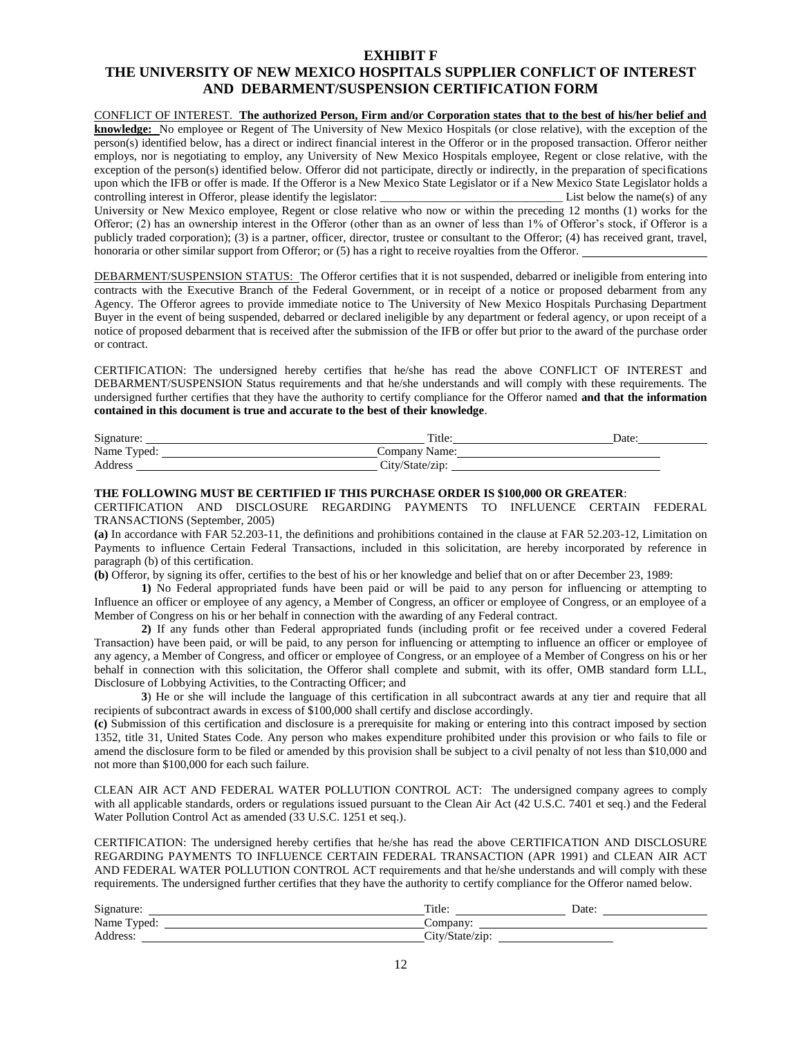# EXHIBIT F

## THE UNIVERSITY OF NEW MEXICO HOSPITALS SUPPLIER CONFLICT OF INTEREST AND DEBARMENT/SUSPENSION CERTIFICATION FORM

CONFLICT OF INTEREST. **The authorized Person, Firm and/or Corporation states that to the best of his/her belief and knowledge:** No employee or Regent of The University of New Mexico Hospitals (or close relative), with the exception of the person(s) identified below, has a direct or indirect financial interest in the Offeror or in the proposed transaction. Offeror neither employs, nor is negotiating to employ, any University of New Mexico Hospitals employee, Regent or close relative, with the exception of the person(s) identified below. Offeror did not participate, directly or indirectly, in the preparation of specifications upon which the IFB or offer is made. If the Offeror is a New Mexico State Legislator or if a New Mexico State Legislator holds a controlling interest in Offeror, please identify the legislator: ______________________________ List below the name(s) of any University or New Mexico employee, Regent or close relative who now or within the preceding 12 months (1) works for the Offeror; (2) has an ownership interest in the Offeror (other than as an owner of less than 1% of Offeror's stock, if Offeror is a publicly traded corporation); (3) is a partner, officer, director, trustee or consultant to the Offeror; (4) has received grant, travel, honoraria or other similar support from Offeror; or (5) has a right to receive royalties from the Offeror. ____________________

DEBARMENT/SUSPENSION STATUS: The Offeror certifies that it is not suspended, debarred or ineligible from entering into contracts with the Executive Branch of the Federal Government, or in receipt of a notice or proposed debarment from any Agency. The Offeror agrees to provide immediate notice to The University of New Mexico Hospitals Purchasing Department Buyer in the event of being suspended, debarred or declared ineligible by any department or federal agency, or upon receipt of a notice of proposed debarment that is received after the submission of the IFB or offer but prior to the award of the purchase order or contract.

CERTIFICATION: The undersigned hereby certifies that he/she has read the above CONFLICT OF INTEREST and DEBARMENT/SUSPENSION Status requirements and that he/she understands and will comply with these requirements. The undersigned further certifies that they have the authority to certify compliance for the Offeror named **and that the information contained in this document is true and accurate to the best of their knowledge**.

Signature: ______________________________ Title: ______________________ Date: __________

Name Typed: ______________________________ Company Name: ______________________________

Address ______________________________ City/State/zip: ______________________________

**THE FOLLOWING MUST BE CERTIFIED IF THIS PURCHASE ORDER IS $100,000 OR GREATER**:

CERTIFICATION AND DISCLOSURE REGARDING PAYMENTS TO INFLUENCE CERTAIN FEDERAL TRANSACTIONS (September, 2005)

**(a)** In accordance with FAR 52.203-11, the definitions and prohibitions contained in the clause at FAR 52.203-12, Limitation on Payments to influence Certain Federal Transactions, included in this solicitation, are hereby incorporated by reference in paragraph (b) of this certification.

**(b)** Offeror, by signing its offer, certifies to the best of his or her knowledge and belief that on or after December 23, 1989:

**1)** No Federal appropriated funds have been paid or will be paid to any person for influencing or attempting to Influence an officer or employee of any agency, a Member of Congress, an officer or employee of Congress, or an employee of a Member of Congress on his or her behalf in connection with the awarding of any Federal contract.

**2)** If any funds other than Federal appropriated funds (including profit or fee received under a covered Federal Transaction) have been paid, or will be paid, to any person for influencing or attempting to influence an officer or employee of any agency, a Member of Congress, and officer or employee of Congress, or an employee of a Member of Congress on his or her behalf in connection with this solicitation, the Offeror shall complete and submit, with its offer, OMB standard form LLL, Disclosure of Lobbying Activities, to the Contracting Officer; and

**3**) He or she will include the language of this certification in all subcontract awards at any tier and require that all recipients of subcontract awards in excess of $100,000 shall certify and disclose accordingly.

**(c)** Submission of this certification and disclosure is a prerequisite for making or entering into this contract imposed by section 1352, title 31, United States Code. Any person who makes expenditure prohibited under this provision or who fails to file or amend the disclosure form to be filed or amended by this provision shall be subject to a civil penalty of not less than $10,000 and not more than $100,000 for each such failure.

CLEAN AIR ACT AND FEDERAL WATER POLLUTION CONTROL ACT: The undersigned company agrees to comply with all applicable standards, orders or regulations issued pursuant to the Clean Air Act (42 U.S.C. 7401 et seq.) and the Federal Water Pollution Control Act as amended (33 U.S.C. 1251 et seq.).

CERTIFICATION: The undersigned hereby certifies that he/she has read the above CERTIFICATION AND DISCLOSURE REGARDING PAYMENTS TO INFLUENCE CERTAIN FEDERAL TRANSACTION (APR 1991) and CLEAN AIR ACT AND FEDERAL WATER POLLUTION CONTROL ACT requirements and that he/she understands and will comply with these requirements. The undersigned further certifies that they have the authority to certify compliance for the Offeror named below.

Signature: ______________________________ Title: ______________ Date: ______________

Name Typed: ______________________________ Company: ______________________________

Address: ______________________________ City/State/zip: ______________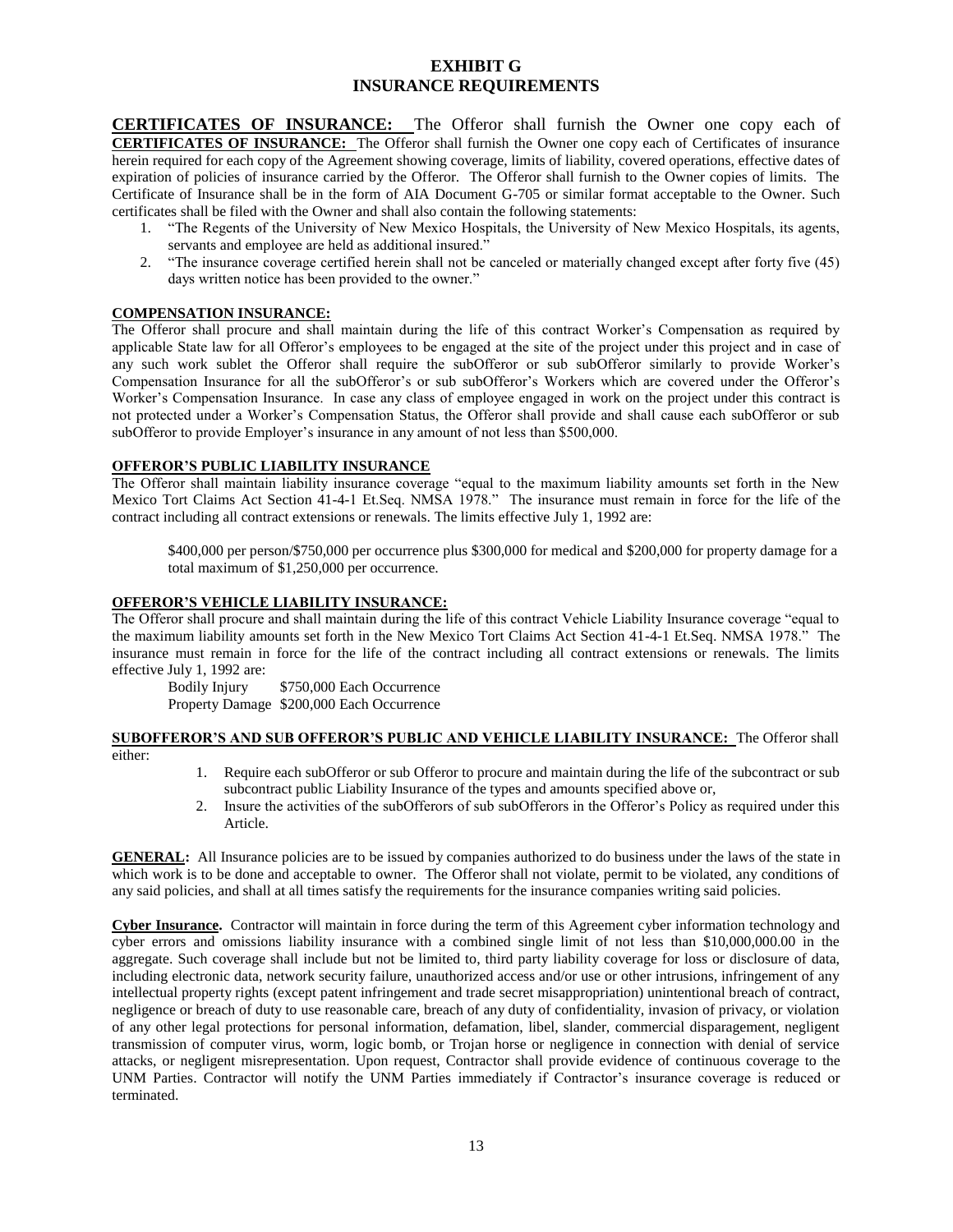# EXHIBIT G
# INSURANCE REQUIREMENTS

**CERTIFICATES OF INSURANCE:** The Offeror shall furnish the Owner one copy each of **CERTIFICATES OF INSURANCE:** The Offeror shall furnish the Owner one copy each of Certificates of insurance herein required for each copy of the Agreement showing coverage, limits of liability, covered operations, effective dates of expiration of policies of insurance carried by the Offeror. The Offeror shall furnish to the Owner copies of limits. The Certificate of Insurance shall be in the form of AIA Document G-705 or similar format acceptable to the Owner. Such certificates shall be filed with the Owner and shall also contain the following statements:

1. "The Regents of the University of New Mexico Hospitals, the University of New Mexico Hospitals, its agents, servants and employee are held as additional insured."
2. "The insurance coverage certified herein shall not be canceled or materially changed except after forty five (45) days written notice has been provided to the owner."

**COMPENSATION INSURANCE:**

The Offeror shall procure and shall maintain during the life of this contract Worker's Compensation as required by applicable State law for all Offeror's employees to be engaged at the site of the project under this project and in case of any such work sublet the Offeror shall require the subOfferor or sub subOfferor similarly to provide Worker's Compensation Insurance for all the subOfferor's or sub subOfferor's Workers which are covered under the Offeror's Worker's Compensation Insurance. In case any class of employee engaged in work on the project under this contract is not protected under a Worker's Compensation Status, the Offeror shall provide and shall cause each subOfferor or sub subOfferor to provide Employer's insurance in any amount of not less than $500,000.

**OFFEROR'S PUBLIC LIABILITY INSURANCE**

The Offeror shall maintain liability insurance coverage "equal to the maximum liability amounts set forth in the New Mexico Tort Claims Act Section 41-4-1 Et.Seq. NMSA 1978." The insurance must remain in force for the life of the contract including all contract extensions or renewals. The limits effective July 1, 1992 are:

$400,000 per person/$750,000 per occurrence plus $300,000 for medical and $200,000 for property damage for a total maximum of $1,250,000 per occurrence.

**OFFEROR'S VEHICLE LIABILITY INSURANCE:**

The Offeror shall procure and shall maintain during the life of this contract Vehicle Liability Insurance coverage "equal to the maximum liability amounts set forth in the New Mexico Tort Claims Act Section 41-4-1 Et.Seq. NMSA 1978." The insurance must remain in force for the life of the contract including all contract extensions or renewals. The limits effective July 1, 1992 are:

Bodily Injury $750,000 Each Occurrence
Property Damage $200,000 Each Occurrence

**SUBOFFEROR'S AND SUB OFFEROR'S PUBLIC AND VEHICLE LIABILITY INSURANCE:** The Offeror shall either:

1. Require each subOfferor or sub Offeror to procure and maintain during the life of the subcontract or sub subcontract public Liability Insurance of the types and amounts specified above or,
2. Insure the activities of the subOfferors of sub subOfferors in the Offeror's Policy as required under this Article.

**GENERAL:** All Insurance policies are to be issued by companies authorized to do business under the laws of the state in which work is to be done and acceptable to owner. The Offeror shall not violate, permit to be violated, any conditions of any said policies, and shall at all times satisfy the requirements for the insurance companies writing said policies.

**Cyber Insurance.** Contractor will maintain in force during the term of this Agreement cyber information technology and cyber errors and omissions liability insurance with a combined single limit of not less than $10,000,000.00 in the aggregate. Such coverage shall include but not be limited to, third party liability coverage for loss or disclosure of data, including electronic data, network security failure, unauthorized access and/or use or other intrusions, infringement of any intellectual property rights (except patent infringement and trade secret misappropriation) unintentional breach of contract, negligence or breach of duty to use reasonable care, breach of any duty of confidentiality, invasion of privacy, or violation of any other legal protections for personal information, defamation, libel, slander, commercial disparagement, negligent transmission of computer virus, worm, logic bomb, or Trojan horse or negligence in connection with denial of service attacks, or negligent misrepresentation. Upon request, Contractor shall provide evidence of continuous coverage to the UNM Parties. Contractor will notify the UNM Parties immediately if Contractor's insurance coverage is reduced or terminated.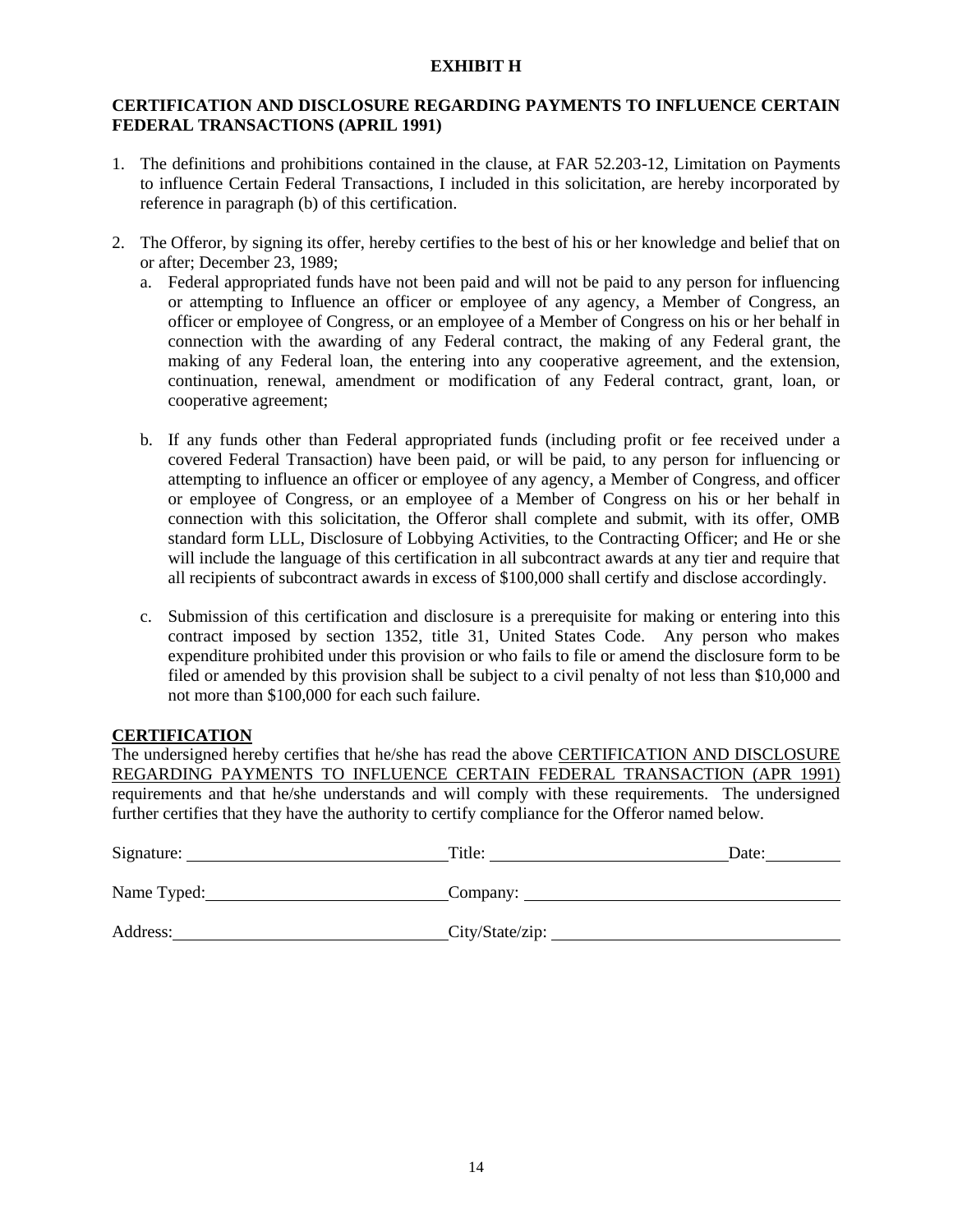**EXHIBIT H**

**CERTIFICATION AND DISCLOSURE REGARDING PAYMENTS TO INFLUENCE CERTAIN FEDERAL TRANSACTIONS (APRIL 1991)**

1. The definitions and prohibitions contained in the clause, at FAR 52.203-12, Limitation on Payments to influence Certain Federal Transactions, I included in this solicitation, are hereby incorporated by reference in paragraph (b) of this certification.

2. The Offeror, by signing its offer, hereby certifies to the best of his or her knowledge and belief that on or after; December 23, 1989;
   a. Federal appropriated funds have not been paid and will not be paid to any person for influencing or attempting to Influence an officer or employee of any agency, a Member of Congress, an officer or employee of Congress, or an employee of a Member of Congress on his or her behalf in connection with the awarding of any Federal contract, the making of any Federal grant, the making of any Federal loan, the entering into any cooperative agreement, and the extension, continuation, renewal, amendment or modification of any Federal contract, grant, loan, or cooperative agreement;

   b. If any funds other than Federal appropriated funds (including profit or fee received under a covered Federal Transaction) have been paid, or will be paid, to any person for influencing or attempting to influence an officer or employee of any agency, a Member of Congress, and officer or employee of Congress, or an employee of a Member of Congress on his or her behalf in connection with this solicitation, the Offeror shall complete and submit, with its offer, OMB standard form LLL, Disclosure of Lobbying Activities, to the Contracting Officer; and He or she will include the language of this certification in all subcontract awards at any tier and require that all recipients of subcontract awards in excess of $100,000 shall certify and disclose accordingly.

   c. Submission of this certification and disclosure is a prerequisite for making or entering into this contract imposed by section 1352, title 31, United States Code. Any person who makes expenditure prohibited under this provision or who fails to file or amend the disclosure form to be filed or amended by this provision shall be subject to a civil penalty of not less than $10,000 and not more than $100,000 for each such failure.

**CERTIFICATION**

The undersigned hereby certifies that he/she has read the above CERTIFICATION AND DISCLOSURE REGARDING PAYMENTS TO INFLUENCE CERTAIN FEDERAL TRANSACTION (APR 1991) requirements and that he/she understands and will comply with these requirements. The undersigned further certifies that they have the authority to certify compliance for the Offeror named below.

Signature: ______________________________ Title: ____________________________ Date: _________

Name Typed: ____________________________ Company: ____________________________________

Address: _______________________________ City/State/zip: _________________________________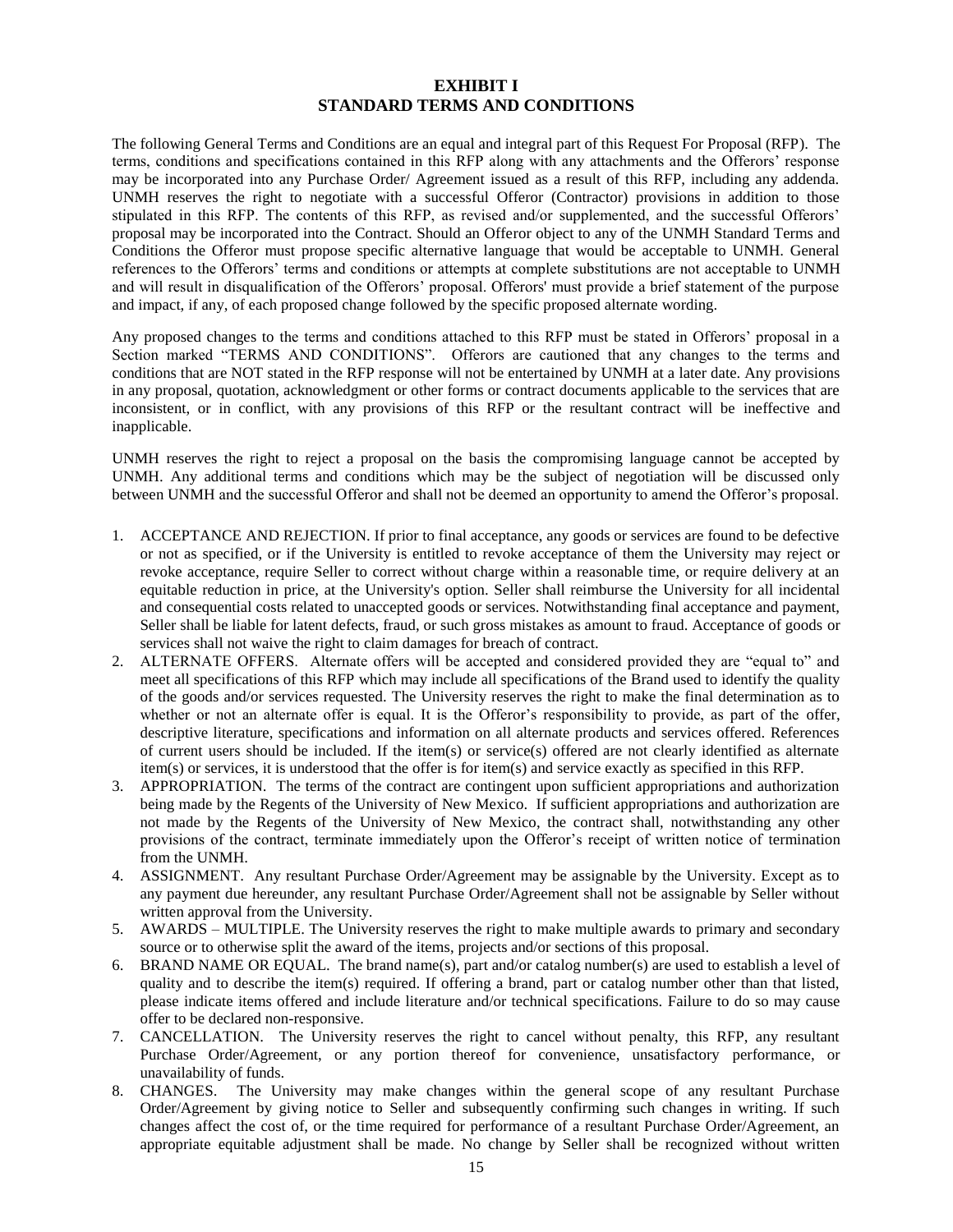## EXHIBIT I
## STANDARD TERMS AND CONDITIONS

The following General Terms and Conditions are an equal and integral part of this Request For Proposal (RFP). The terms, conditions and specifications contained in this RFP along with any attachments and the Offerors' response may be incorporated into any Purchase Order/ Agreement issued as a result of this RFP, including any addenda. UNMH reserves the right to negotiate with a successful Offeror (Contractor) provisions in addition to those stipulated in this RFP. The contents of this RFP, as revised and/or supplemented, and the successful Offerors' proposal may be incorporated into the Contract. Should an Offeror object to any of the UNMH Standard Terms and Conditions the Offeror must propose specific alternative language that would be acceptable to UNMH. General references to the Offerors' terms and conditions or attempts at complete substitutions are not acceptable to UNMH and will result in disqualification of the Offerors' proposal. Offerors' must provide a brief statement of the purpose and impact, if any, of each proposed change followed by the specific proposed alternate wording.

Any proposed changes to the terms and conditions attached to this RFP must be stated in Offerors' proposal in a Section marked "TERMS AND CONDITIONS". Offerors are cautioned that any changes to the terms and conditions that are NOT stated in the RFP response will not be entertained by UNMH at a later date. Any provisions in any proposal, quotation, acknowledgment or other forms or contract documents applicable to the services that are inconsistent, or in conflict, with any provisions of this RFP or the resultant contract will be ineffective and inapplicable.

UNMH reserves the right to reject a proposal on the basis the compromising language cannot be accepted by UNMH. Any additional terms and conditions which may be the subject of negotiation will be discussed only between UNMH and the successful Offeror and shall not be deemed an opportunity to amend the Offeror's proposal.

1. ACCEPTANCE AND REJECTION. If prior to final acceptance, any goods or services are found to be defective or not as specified, or if the University is entitled to revoke acceptance of them the University may reject or revoke acceptance, require Seller to correct without charge within a reasonable time, or require delivery at an equitable reduction in price, at the University's option. Seller shall reimburse the University for all incidental and consequential costs related to unaccepted goods or services. Notwithstanding final acceptance and payment, Seller shall be liable for latent defects, fraud, or such gross mistakes as amount to fraud. Acceptance of goods or services shall not waive the right to claim damages for breach of contract.
2. ALTERNATE OFFERS. Alternate offers will be accepted and considered provided they are "equal to" and meet all specifications of this RFP which may include all specifications of the Brand used to identify the quality of the goods and/or services requested. The University reserves the right to make the final determination as to whether or not an alternate offer is equal. It is the Offeror's responsibility to provide, as part of the offer, descriptive literature, specifications and information on all alternate products and services offered. References of current users should be included. If the item(s) or service(s) offered are not clearly identified as alternate item(s) or services, it is understood that the offer is for item(s) and service exactly as specified in this RFP.
3. APPROPRIATION. The terms of the contract are contingent upon sufficient appropriations and authorization being made by the Regents of the University of New Mexico. If sufficient appropriations and authorization are not made by the Regents of the University of New Mexico, the contract shall, notwithstanding any other provisions of the contract, terminate immediately upon the Offeror's receipt of written notice of termination from the UNMH.
4. ASSIGNMENT. Any resultant Purchase Order/Agreement may be assignable by the University. Except as to any payment due hereunder, any resultant Purchase Order/Agreement shall not be assignable by Seller without written approval from the University.
5. AWARDS – MULTIPLE. The University reserves the right to make multiple awards to primary and secondary source or to otherwise split the award of the items, projects and/or sections of this proposal.
6. BRAND NAME OR EQUAL. The brand name(s), part and/or catalog number(s) are used to establish a level of quality and to describe the item(s) required. If offering a brand, part or catalog number other than that listed, please indicate items offered and include literature and/or technical specifications. Failure to do so may cause offer to be declared non-responsive.
7. CANCELLATION. The University reserves the right to cancel without penalty, this RFP, any resultant Purchase Order/Agreement, or any portion thereof for convenience, unsatisfactory performance, or unavailability of funds.
8. CHANGES. The University may make changes within the general scope of any resultant Purchase Order/Agreement by giving notice to Seller and subsequently confirming such changes in writing. If such changes affect the cost of, or the time required for performance of a resultant Purchase Order/Agreement, an appropriate equitable adjustment shall be made. No change by Seller shall be recognized without written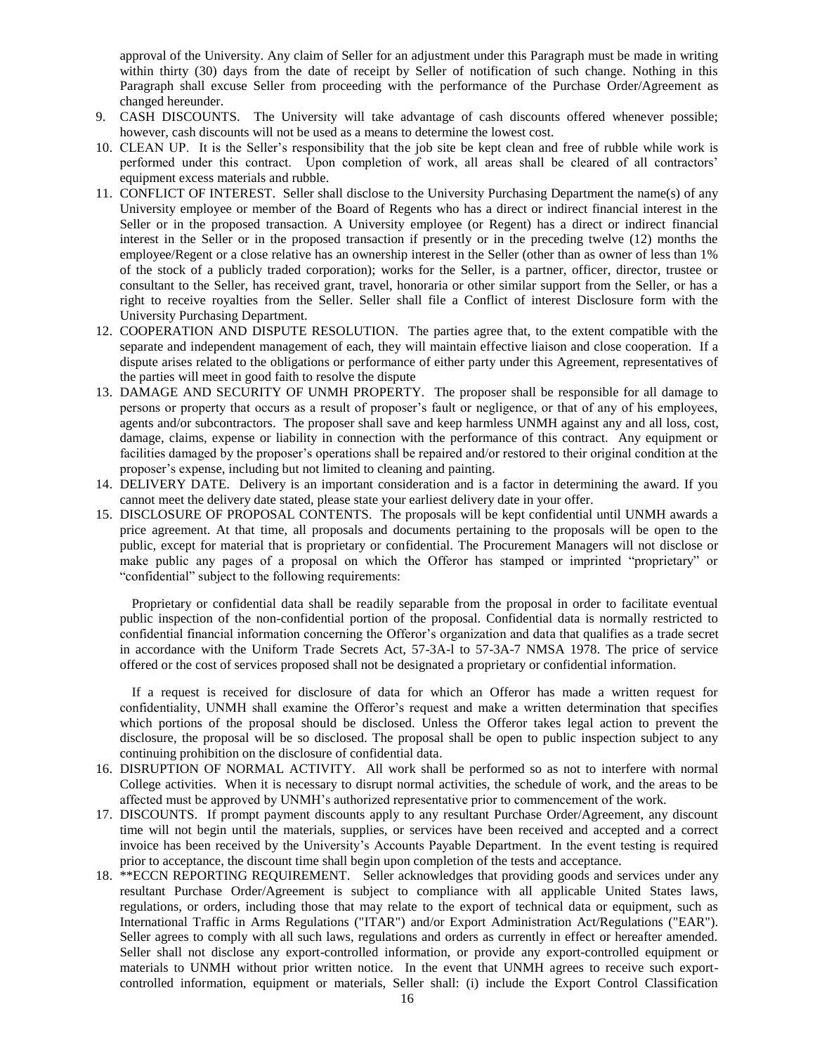approval of the University. Any claim of Seller for an adjustment under this Paragraph must be made in writing within thirty (30) days from the date of receipt by Seller of notification of such change. Nothing in this Paragraph shall excuse Seller from proceeding with the performance of the Purchase Order/Agreement as changed hereunder.

9. CASH DISCOUNTS. The University will take advantage of cash discounts offered whenever possible; however, cash discounts will not be used as a means to determine the lowest cost.
10. CLEAN UP. It is the Seller's responsibility that the job site be kept clean and free of rubble while work is performed under this contract. Upon completion of work, all areas shall be cleared of all contractors' equipment excess materials and rubble.
11. CONFLICT OF INTEREST. Seller shall disclose to the University Purchasing Department the name(s) of any University employee or member of the Board of Regents who has a direct or indirect financial interest in the Seller or in the proposed transaction. A University employee (or Regent) has a direct or indirect financial interest in the Seller or in the proposed transaction if presently or in the preceding twelve (12) months the employee/Regent or a close relative has an ownership interest in the Seller (other than as owner of less than 1% of the stock of a publicly traded corporation); works for the Seller, is a partner, officer, director, trustee or consultant to the Seller, has received grant, travel, honoraria or other similar support from the Seller, or has a right to receive royalties from the Seller. Seller shall file a Conflict of interest Disclosure form with the University Purchasing Department.
12. COOPERATION AND DISPUTE RESOLUTION. The parties agree that, to the extent compatible with the separate and independent management of each, they will maintain effective liaison and close cooperation. If a dispute arises related to the obligations or performance of either party under this Agreement, representatives of the parties will meet in good faith to resolve the dispute
13. DAMAGE AND SECURITY OF UNMH PROPERTY. The proposer shall be responsible for all damage to persons or property that occurs as a result of proposer's fault or negligence, or that of any of his employees, agents and/or subcontractors. The proposer shall save and keep harmless UNMH against any and all loss, cost, damage, claims, expense or liability in connection with the performance of this contract. Any equipment or facilities damaged by the proposer's operations shall be repaired and/or restored to their original condition at the proposer's expense, including but not limited to cleaning and painting.
14. DELIVERY DATE. Delivery is an important consideration and is a factor in determining the award. If you cannot meet the delivery date stated, please state your earliest delivery date in your offer.
15. DISCLOSURE OF PROPOSAL CONTENTS. The proposals will be kept confidential until UNMH awards a price agreement. At that time, all proposals and documents pertaining to the proposals will be open to the public, except for material that is proprietary or confidential. The Procurement Managers will not disclose or make public any pages of a proposal on which the Offeror has stamped or imprinted "proprietary" or "confidential" subject to the following requirements:

   Proprietary or confidential data shall be readily separable from the proposal in order to facilitate eventual public inspection of the non-confidential portion of the proposal. Confidential data is normally restricted to confidential financial information concerning the Offeror's organization and data that qualifies as a trade secret in accordance with the Uniform Trade Secrets Act, 57-3A-l to 57-3A-7 NMSA 1978. The price of service offered or the cost of services proposed shall not be designated a proprietary or confidential information.

   If a request is received for disclosure of data for which an Offeror has made a written request for confidentiality, UNMH shall examine the Offeror's request and make a written determination that specifies which portions of the proposal should be disclosed. Unless the Offeror takes legal action to prevent the disclosure, the proposal will be so disclosed. The proposal shall be open to public inspection subject to any continuing prohibition on the disclosure of confidential data.
16. DISRUPTION OF NORMAL ACTIVITY. All work shall be performed so as not to interfere with normal College activities. When it is necessary to disrupt normal activities, the schedule of work, and the areas to be affected must be approved by UNMH's authorized representative prior to commencement of the work.
17. DISCOUNTS. If prompt payment discounts apply to any resultant Purchase Order/Agreement, any discount time will not begin until the materials, supplies, or services have been received and accepted and a correct invoice has been received by the University's Accounts Payable Department. In the event testing is required prior to acceptance, the discount time shall begin upon completion of the tests and acceptance.
18. **ECCN REPORTING REQUIREMENT. Seller acknowledges that providing goods and services under any resultant Purchase Order/Agreement is subject to compliance with all applicable United States laws, regulations, or orders, including those that may relate to the export of technical data or equipment, such as International Traffic in Arms Regulations ("ITAR") and/or Export Administration Act/Regulations ("EAR"). Seller agrees to comply with all such laws, regulations and orders as currently in effect or hereafter amended. Seller shall not disclose any export-controlled information, or provide any export-controlled equipment or materials to UNMH without prior written notice. In the event that UNMH agrees to receive such export-controlled information, equipment or materials, Seller shall: (i) include the Export Control Classification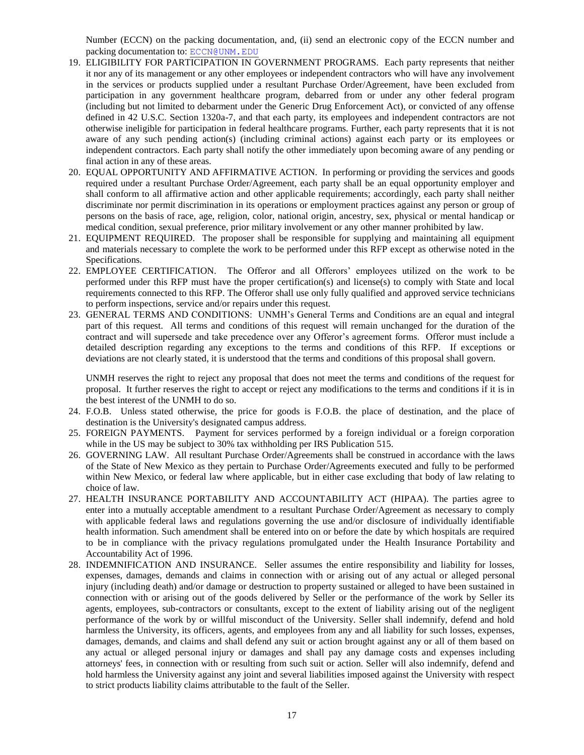Number (ECCN) on the packing documentation, and, (ii) send an electronic copy of the ECCN number and packing documentation to: ECCN@UNM.EDU

19. ELIGIBILITY FOR PARTICIPATION IN GOVERNMENT PROGRAMS. Each party represents that neither it nor any of its management or any other employees or independent contractors who will have any involvement in the services or products supplied under a resultant Purchase Order/Agreement, have been excluded from participation in any government healthcare program, debarred from or under any other federal program (including but not limited to debarment under the Generic Drug Enforcement Act), or convicted of any offense defined in 42 U.S.C. Section 1320a-7, and that each party, its employees and independent contractors are not otherwise ineligible for participation in federal healthcare programs. Further, each party represents that it is not aware of any such pending action(s) (including criminal actions) against each party or its employees or independent contractors. Each party shall notify the other immediately upon becoming aware of any pending or final action in any of these areas.
20. EQUAL OPPORTUNITY AND AFFIRMATIVE ACTION. In performing or providing the services and goods required under a resultant Purchase Order/Agreement, each party shall be an equal opportunity employer and shall conform to all affirmative action and other applicable requirements; accordingly, each party shall neither discriminate nor permit discrimination in its operations or employment practices against any person or group of persons on the basis of race, age, religion, color, national origin, ancestry, sex, physical or mental handicap or medical condition, sexual preference, prior military involvement or any other manner prohibited by law.
21. EQUIPMENT REQUIRED. The proposer shall be responsible for supplying and maintaining all equipment and materials necessary to complete the work to be performed under this RFP except as otherwise noted in the Specifications.
22. EMPLOYEE CERTIFICATION. The Offeror and all Offerors' employees utilized on the work to be performed under this RFP must have the proper certification(s) and license(s) to comply with State and local requirements connected to this RFP. The Offeror shall use only fully qualified and approved service technicians to perform inspections, service and/or repairs under this request.
23. GENERAL TERMS AND CONDITIONS: UNMH's General Terms and Conditions are an equal and integral part of this request. All terms and conditions of this request will remain unchanged for the duration of the contract and will supersede and take precedence over any Offeror's agreement forms. Offeror must include a detailed description regarding any exceptions to the terms and conditions of this RFP. If exceptions or deviations are not clearly stated, it is understood that the terms and conditions of this proposal shall govern.

    UNMH reserves the right to reject any proposal that does not meet the terms and conditions of the request for proposal. It further reserves the right to accept or reject any modifications to the terms and conditions if it is in the best interest of the UNMH to do so.
24. F.O.B. Unless stated otherwise, the price for goods is F.O.B. the place of destination, and the place of destination is the University's designated campus address.
25. FOREIGN PAYMENTS. Payment for services performed by a foreign individual or a foreign corporation while in the US may be subject to 30% tax withholding per IRS Publication 515.
26. GOVERNING LAW. All resultant Purchase Order/Agreements shall be construed in accordance with the laws of the State of New Mexico as they pertain to Purchase Order/Agreements executed and fully to be performed within New Mexico, or federal law where applicable, but in either case excluding that body of law relating to choice of law.
27. HEALTH INSURANCE PORTABILITY AND ACCOUNTABILITY ACT (HIPAA). The parties agree to enter into a mutually acceptable amendment to a resultant Purchase Order/Agreement as necessary to comply with applicable federal laws and regulations governing the use and/or disclosure of individually identifiable health information. Such amendment shall be entered into on or before the date by which hospitals are required to be in compliance with the privacy regulations promulgated under the Health Insurance Portability and Accountability Act of 1996.
28. INDEMNIFICATION AND INSURANCE. Seller assumes the entire responsibility and liability for losses, expenses, damages, demands and claims in connection with or arising out of any actual or alleged personal injury (including death) and/or damage or destruction to property sustained or alleged to have been sustained in connection with or arising out of the goods delivered by Seller or the performance of the work by Seller its agents, employees, sub-contractors or consultants, except to the extent of liability arising out of the negligent performance of the work by or willful misconduct of the University. Seller shall indemnify, defend and hold harmless the University, its officers, agents, and employees from any and all liability for such losses, expenses, damages, demands, and claims and shall defend any suit or action brought against any or all of them based on any actual or alleged personal injury or damages and shall pay any damage costs and expenses including attorneys' fees, in connection with or resulting from such suit or action. Seller will also indemnify, defend and hold harmless the University against any joint and several liabilities imposed against the University with respect to strict products liability claims attributable to the fault of the Seller.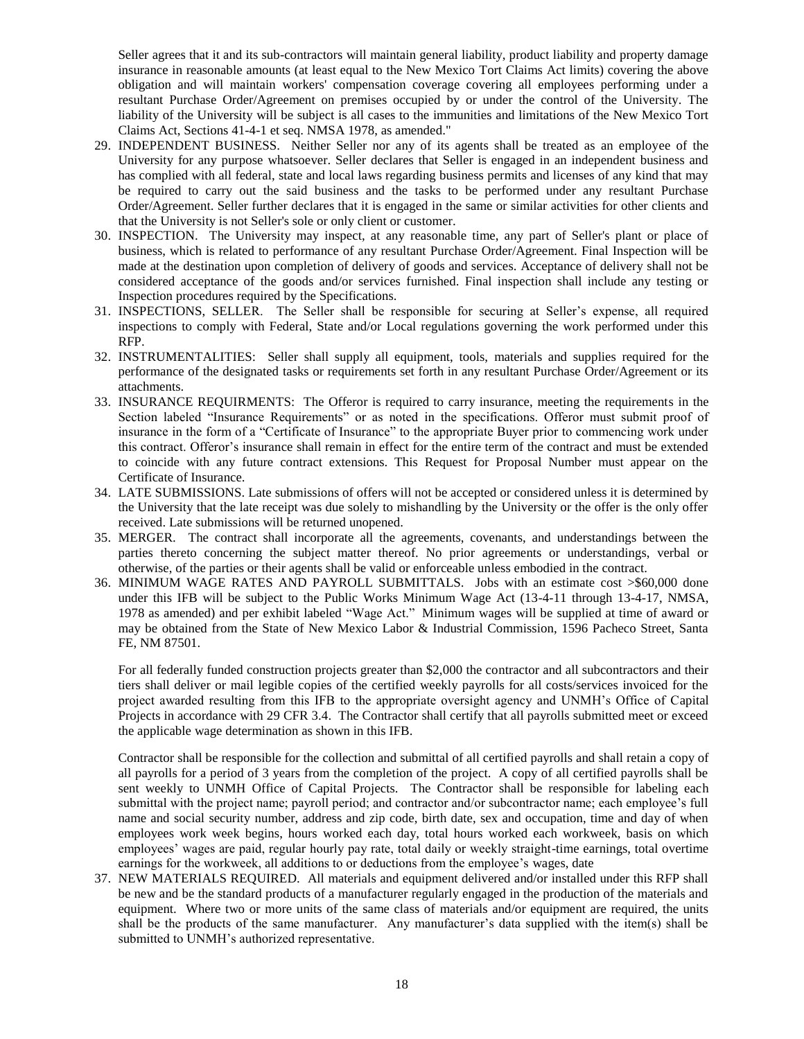Seller agrees that it and its sub-contractors will maintain general liability, product liability and property damage insurance in reasonable amounts (at least equal to the New Mexico Tort Claims Act limits) covering the above obligation and will maintain workers' compensation coverage covering all employees performing under a resultant Purchase Order/Agreement on premises occupied by or under the control of the University. The liability of the University will be subject is all cases to the immunities and limitations of the New Mexico Tort Claims Act, Sections 41-4-1 et seq. NMSA 1978, as amended."

29. INDEPENDENT BUSINESS. Neither Seller nor any of its agents shall be treated as an employee of the University for any purpose whatsoever. Seller declares that Seller is engaged in an independent business and has complied with all federal, state and local laws regarding business permits and licenses of any kind that may be required to carry out the said business and the tasks to be performed under any resultant Purchase Order/Agreement. Seller further declares that it is engaged in the same or similar activities for other clients and that the University is not Seller's sole or only client or customer.
30. INSPECTION. The University may inspect, at any reasonable time, any part of Seller's plant or place of business, which is related to performance of any resultant Purchase Order/Agreement. Final Inspection will be made at the destination upon completion of delivery of goods and services. Acceptance of delivery shall not be considered acceptance of the goods and/or services furnished. Final inspection shall include any testing or Inspection procedures required by the Specifications.
31. INSPECTIONS, SELLER. The Seller shall be responsible for securing at Seller's expense, all required inspections to comply with Federal, State and/or Local regulations governing the work performed under this RFP.
32. INSTRUMENTALITIES: Seller shall supply all equipment, tools, materials and supplies required for the performance of the designated tasks or requirements set forth in any resultant Purchase Order/Agreement or its attachments.
33. INSURANCE REQUIRMENTS: The Offeror is required to carry insurance, meeting the requirements in the Section labeled "Insurance Requirements" or as noted in the specifications. Offeror must submit proof of insurance in the form of a "Certificate of Insurance" to the appropriate Buyer prior to commencing work under this contract. Offeror's insurance shall remain in effect for the entire term of the contract and must be extended to coincide with any future contract extensions. This Request for Proposal Number must appear on the Certificate of Insurance.
34. LATE SUBMISSIONS. Late submissions of offers will not be accepted or considered unless it is determined by the University that the late receipt was due solely to mishandling by the University or the offer is the only offer received. Late submissions will be returned unopened.
35. MERGER. The contract shall incorporate all the agreements, covenants, and understandings between the parties thereto concerning the subject matter thereof. No prior agreements or understandings, verbal or otherwise, of the parties or their agents shall be valid or enforceable unless embodied in the contract.
36. MINIMUM WAGE RATES AND PAYROLL SUBMITTALS. Jobs with an estimate cost >$60,000 done under this IFB will be subject to the Public Works Minimum Wage Act (13-4-11 through 13-4-17, NMSA, 1978 as amended) and per exhibit labeled "Wage Act." Minimum wages will be supplied at time of award or may be obtained from the State of New Mexico Labor & Industrial Commission, 1596 Pacheco Street, Santa FE, NM 87501.

    For all federally funded construction projects greater than $2,000 the contractor and all subcontractors and their tiers shall deliver or mail legible copies of the certified weekly payrolls for all costs/services invoiced for the project awarded resulting from this IFB to the appropriate oversight agency and UNMH's Office of Capital Projects in accordance with 29 CFR 3.4. The Contractor shall certify that all payrolls submitted meet or exceed the applicable wage determination as shown in this IFB.

    Contractor shall be responsible for the collection and submittal of all certified payrolls and shall retain a copy of all payrolls for a period of 3 years from the completion of the project. A copy of all certified payrolls shall be sent weekly to UNMH Office of Capital Projects. The Contractor shall be responsible for labeling each submittal with the project name; payroll period; and contractor and/or subcontractor name; each employee's full name and social security number, address and zip code, birth date, sex and occupation, time and day of when employees work week begins, hours worked each day, total hours worked each workweek, basis on which employees' wages are paid, regular hourly pay rate, total daily or weekly straight-time earnings, total overtime earnings for the workweek, all additions to or deductions from the employee's wages, date
37. NEW MATERIALS REQUIRED. All materials and equipment delivered and/or installed under this RFP shall be new and be the standard products of a manufacturer regularly engaged in the production of the materials and equipment. Where two or more units of the same class of materials and/or equipment are required, the units shall be the products of the same manufacturer. Any manufacturer's data supplied with the item(s) shall be submitted to UNMH's authorized representative.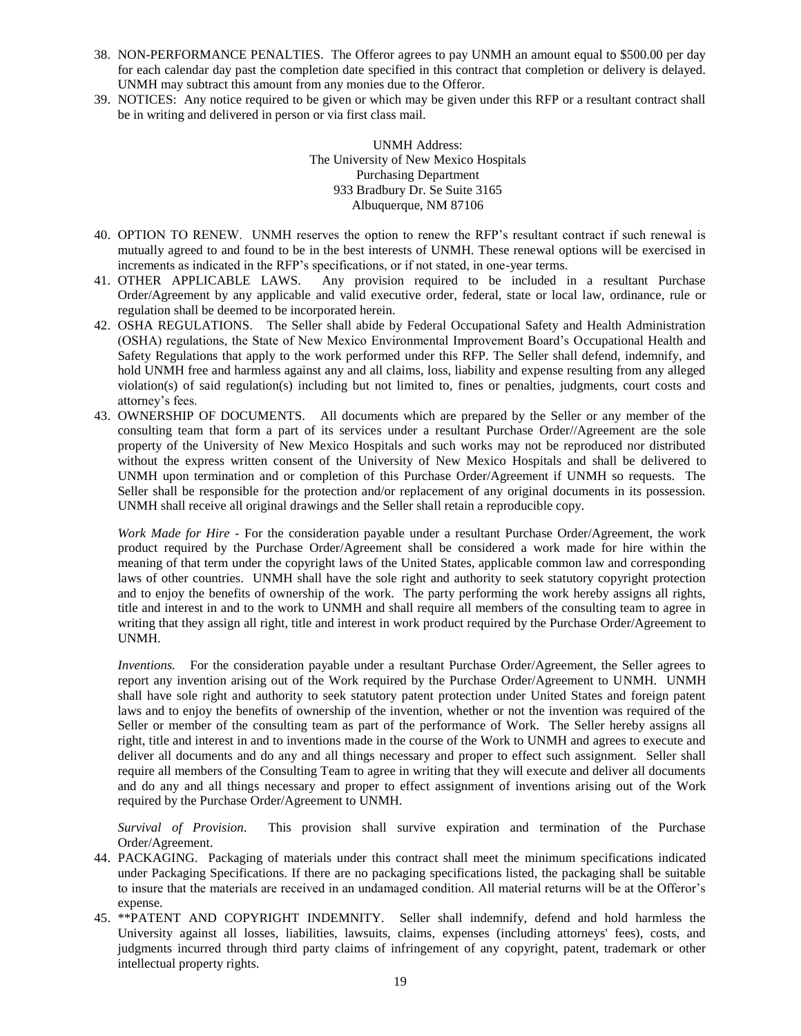38. NON-PERFORMANCE PENALTIES. The Offeror agrees to pay UNMH an amount equal to $500.00 per day for each calendar day past the completion date specified in this contract that completion or delivery is delayed. UNMH may subtract this amount from any monies due to the Offeror.
39. NOTICES: Any notice required to be given or which may be given under this RFP or a resultant contract shall be in writing and delivered in person or via first class mail.

    UNMH Address:
    The University of New Mexico Hospitals
    Purchasing Department
    933 Bradbury Dr. Se Suite 3165
    Albuquerque, NM 87106

40. OPTION TO RENEW. UNMH reserves the option to renew the RFP's resultant contract if such renewal is mutually agreed to and found to be in the best interests of UNMH. These renewal options will be exercised in increments as indicated in the RFP's specifications, or if not stated, in one-year terms.
41. OTHER APPLICABLE LAWS. Any provision required to be included in a resultant Purchase Order/Agreement by any applicable and valid executive order, federal, state or local law, ordinance, rule or regulation shall be deemed to be incorporated herein.
42. OSHA REGULATIONS. The Seller shall abide by Federal Occupational Safety and Health Administration (OSHA) regulations, the State of New Mexico Environmental Improvement Board's Occupational Health and Safety Regulations that apply to the work performed under this RFP. The Seller shall defend, indemnify, and hold UNMH free and harmless against any and all claims, loss, liability and expense resulting from any alleged violation(s) of said regulation(s) including but not limited to, fines or penalties, judgments, court costs and attorney's fees.
43. OWNERSHIP OF DOCUMENTS. All documents which are prepared by the Seller or any member of the consulting team that form a part of its services under a resultant Purchase Order//Agreement are the sole property of the University of New Mexico Hospitals and such works may not be reproduced nor distributed without the express written consent of the University of New Mexico Hospitals and shall be delivered to UNMH upon termination and or completion of this Purchase Order/Agreement if UNMH so requests. The Seller shall be responsible for the protection and/or replacement of any original documents in its possession. UNMH shall receive all original drawings and the Seller shall retain a reproducible copy.

    *Work Made for Hire* - For the consideration payable under a resultant Purchase Order/Agreement, the work product required by the Purchase Order/Agreement shall be considered a work made for hire within the meaning of that term under the copyright laws of the United States, applicable common law and corresponding laws of other countries. UNMH shall have the sole right and authority to seek statutory copyright protection and to enjoy the benefits of ownership of the work. The party performing the work hereby assigns all rights, title and interest in and to the work to UNMH and shall require all members of the consulting team to agree in writing that they assign all right, title and interest in work product required by the Purchase Order/Agreement to UNMH.

    *Inventions.* For the consideration payable under a resultant Purchase Order/Agreement, the Seller agrees to report any invention arising out of the Work required by the Purchase Order/Agreement to UNMH. UNMH shall have sole right and authority to seek statutory patent protection under United States and foreign patent laws and to enjoy the benefits of ownership of the invention, whether or not the invention was required of the Seller or member of the consulting team as part of the performance of Work. The Seller hereby assigns all right, title and interest in and to inventions made in the course of the Work to UNMH and agrees to execute and deliver all documents and do any and all things necessary and proper to effect such assignment. Seller shall require all members of the Consulting Team to agree in writing that they will execute and deliver all documents and do any and all things necessary and proper to effect assignment of inventions arising out of the Work required by the Purchase Order/Agreement to UNMH.

    *Survival of Provision.* This provision shall survive expiration and termination of the Purchase Order/Agreement.
44. PACKAGING. Packaging of materials under this contract shall meet the minimum specifications indicated under Packaging Specifications. If there are no packaging specifications listed, the packaging shall be suitable to insure that the materials are received in an undamaged condition. All material returns will be at the Offeror's expense.
45. **PATENT AND COPYRIGHT INDEMNITY. Seller shall indemnify, defend and hold harmless the University against all losses, liabilities, lawsuits, claims, expenses (including attorneys' fees), costs, and judgments incurred through third party claims of infringement of any copyright, patent, trademark or other intellectual property rights.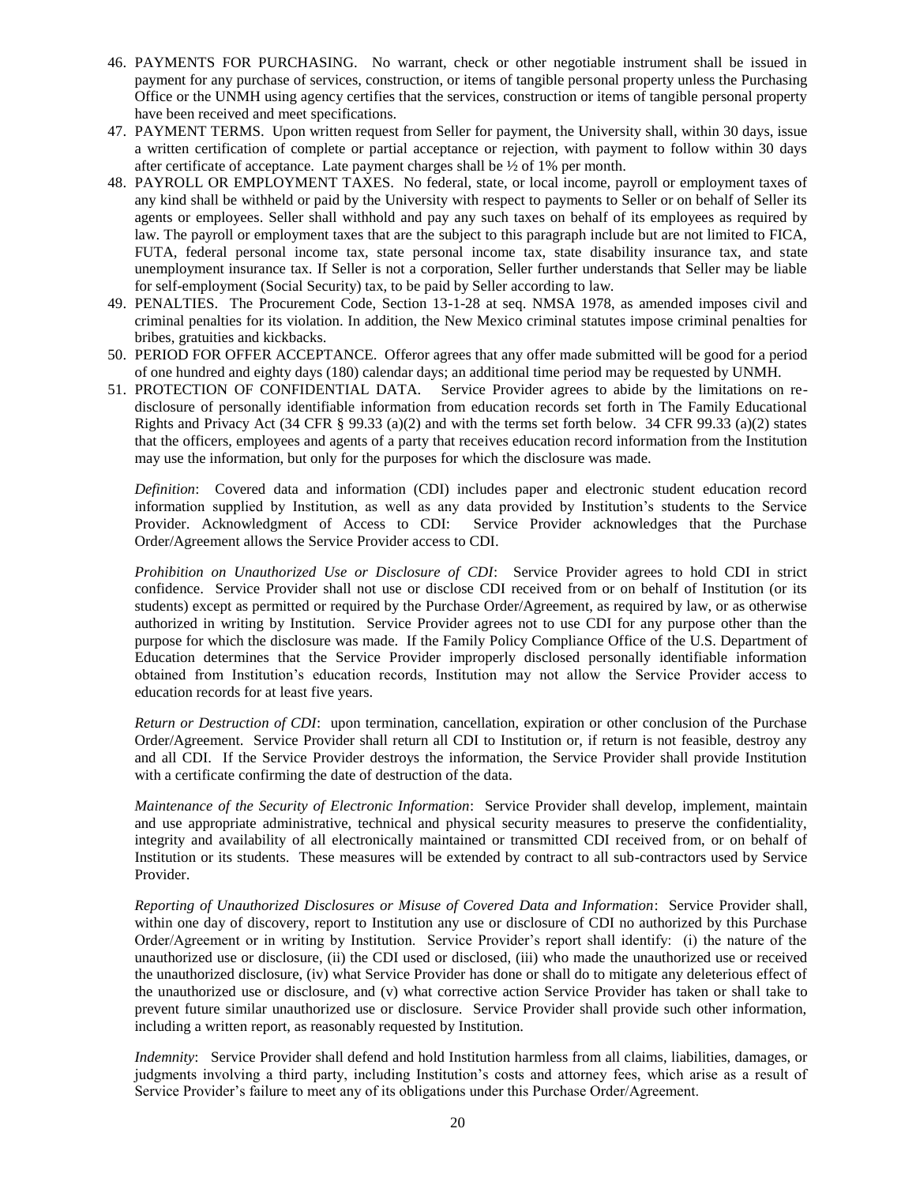46. PAYMENTS FOR PURCHASING. No warrant, check or other negotiable instrument shall be issued in payment for any purchase of services, construction, or items of tangible personal property unless the Purchasing Office or the UNMH using agency certifies that the services, construction or items of tangible personal property have been received and meet specifications.
47. PAYMENT TERMS. Upon written request from Seller for payment, the University shall, within 30 days, issue a written certification of complete or partial acceptance or rejection, with payment to follow within 30 days after certificate of acceptance. Late payment charges shall be ½ of 1% per month.
48. PAYROLL OR EMPLOYMENT TAXES. No federal, state, or local income, payroll or employment taxes of any kind shall be withheld or paid by the University with respect to payments to Seller or on behalf of Seller its agents or employees. Seller shall withhold and pay any such taxes on behalf of its employees as required by law. The payroll or employment taxes that are the subject to this paragraph include but are not limited to FICA, FUTA, federal personal income tax, state personal income tax, state disability insurance tax, and state unemployment insurance tax. If Seller is not a corporation, Seller further understands that Seller may be liable for self-employment (Social Security) tax, to be paid by Seller according to law.
49. PENALTIES. The Procurement Code, Section 13-1-28 at seq. NMSA 1978, as amended imposes civil and criminal penalties for its violation. In addition, the New Mexico criminal statutes impose criminal penalties for bribes, gratuities and kickbacks.
50. PERIOD FOR OFFER ACCEPTANCE. Offeror agrees that any offer made submitted will be good for a period of one hundred and eighty days (180) calendar days; an additional time period may be requested by UNMH.
51. PROTECTION OF CONFIDENTIAL DATA. Service Provider agrees to abide by the limitations on re-disclosure of personally identifiable information from education records set forth in The Family Educational Rights and Privacy Act (34 CFR § 99.33 (a)(2) and with the terms set forth below. 34 CFR 99.33 (a)(2) states that the officers, employees and agents of a party that receives education record information from the Institution may use the information, but only for the purposes for which the disclosure was made.

    *Definition*: Covered data and information (CDI) includes paper and electronic student education record information supplied by Institution, as well as any data provided by Institution's students to the Service Provider. Acknowledgment of Access to CDI: Service Provider acknowledges that the Purchase Order/Agreement allows the Service Provider access to CDI.

    *Prohibition on Unauthorized Use or Disclosure of CDI*: Service Provider agrees to hold CDI in strict confidence. Service Provider shall not use or disclose CDI received from or on behalf of Institution (or its students) except as permitted or required by the Purchase Order/Agreement, as required by law, or as otherwise authorized in writing by Institution. Service Provider agrees not to use CDI for any purpose other than the purpose for which the disclosure was made. If the Family Policy Compliance Office of the U.S. Department of Education determines that the Service Provider improperly disclosed personally identifiable information obtained from Institution's education records, Institution may not allow the Service Provider access to education records for at least five years.

    *Return or Destruction of CDI*: upon termination, cancellation, expiration or other conclusion of the Purchase Order/Agreement. Service Provider shall return all CDI to Institution or, if return is not feasible, destroy any and all CDI. If the Service Provider destroys the information, the Service Provider shall provide Institution with a certificate confirming the date of destruction of the data.

    *Maintenance of the Security of Electronic Information*: Service Provider shall develop, implement, maintain and use appropriate administrative, technical and physical security measures to preserve the confidentiality, integrity and availability of all electronically maintained or transmitted CDI received from, or on behalf of Institution or its students. These measures will be extended by contract to all sub-contractors used by Service Provider.

    *Reporting of Unauthorized Disclosures or Misuse of Covered Data and Information*: Service Provider shall, within one day of discovery, report to Institution any use or disclosure of CDI no authorized by this Purchase Order/Agreement or in writing by Institution. Service Provider's report shall identify: (i) the nature of the unauthorized use or disclosure, (ii) the CDI used or disclosed, (iii) who made the unauthorized use or received the unauthorized disclosure, (iv) what Service Provider has done or shall do to mitigate any deleterious effect of the unauthorized use or disclosure, and (v) what corrective action Service Provider has taken or shall take to prevent future similar unauthorized use or disclosure. Service Provider shall provide such other information, including a written report, as reasonably requested by Institution.

    *Indemnity*: Service Provider shall defend and hold Institution harmless from all claims, liabilities, damages, or judgments involving a third party, including Institution's costs and attorney fees, which arise as a result of Service Provider's failure to meet any of its obligations under this Purchase Order/Agreement.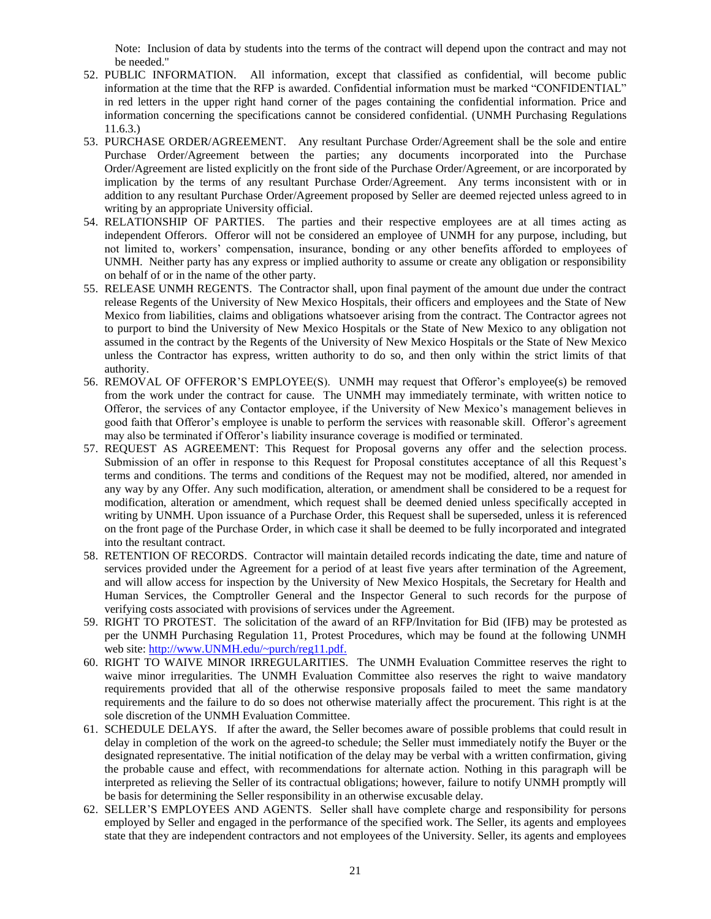Note: Inclusion of data by students into the terms of the contract will depend upon the contract and may not be needed."

52. PUBLIC INFORMATION. All information, except that classified as confidential, will become public information at the time that the RFP is awarded. Confidential information must be marked "CONFIDENTIAL" in red letters in the upper right hand corner of the pages containing the confidential information. Price and information concerning the specifications cannot be considered confidential. (UNMH Purchasing Regulations 11.6.3.)
53. PURCHASE ORDER/AGREEMENT. Any resultant Purchase Order/Agreement shall be the sole and entire Purchase Order/Agreement between the parties; any documents incorporated into the Purchase Order/Agreement are listed explicitly on the front side of the Purchase Order/Agreement, or are incorporated by implication by the terms of any resultant Purchase Order/Agreement. Any terms inconsistent with or in addition to any resultant Purchase Order/Agreement proposed by Seller are deemed rejected unless agreed to in writing by an appropriate University official.
54. RELATIONSHIP OF PARTIES. The parties and their respective employees are at all times acting as independent Offerors. Offeror will not be considered an employee of UNMH for any purpose, including, but not limited to, workers' compensation, insurance, bonding or any other benefits afforded to employees of UNMH. Neither party has any express or implied authority to assume or create any obligation or responsibility on behalf of or in the name of the other party.
55. RELEASE UNMH REGENTS. The Contractor shall, upon final payment of the amount due under the contract release Regents of the University of New Mexico Hospitals, their officers and employees and the State of New Mexico from liabilities, claims and obligations whatsoever arising from the contract. The Contractor agrees not to purport to bind the University of New Mexico Hospitals or the State of New Mexico to any obligation not assumed in the contract by the Regents of the University of New Mexico Hospitals or the State of New Mexico unless the Contractor has express, written authority to do so, and then only within the strict limits of that authority.
56. REMOVAL OF OFFEROR'S EMPLOYEE(S). UNMH may request that Offeror's employee(s) be removed from the work under the contract for cause. The UNMH may immediately terminate, with written notice to Offeror, the services of any Contactor employee, if the University of New Mexico's management believes in good faith that Offeror's employee is unable to perform the services with reasonable skill. Offeror's agreement may also be terminated if Offeror's liability insurance coverage is modified or terminated.
57. REQUEST AS AGREEMENT: This Request for Proposal governs any offer and the selection process. Submission of an offer in response to this Request for Proposal constitutes acceptance of all this Request's terms and conditions. The terms and conditions of the Request may not be modified, altered, nor amended in any way by any Offer. Any such modification, alteration, or amendment shall be considered to be a request for modification, alteration or amendment, which request shall be deemed denied unless specifically accepted in writing by UNMH. Upon issuance of a Purchase Order, this Request shall be superseded, unless it is referenced on the front page of the Purchase Order, in which case it shall be deemed to be fully incorporated and integrated into the resultant contract.
58. RETENTION OF RECORDS. Contractor will maintain detailed records indicating the date, time and nature of services provided under the Agreement for a period of at least five years after termination of the Agreement, and will allow access for inspection by the University of New Mexico Hospitals, the Secretary for Health and Human Services, the Comptroller General and the Inspector General to such records for the purpose of verifying costs associated with provisions of services under the Agreement.
59. RIGHT TO PROTEST. The solicitation of the award of an RFP/Invitation for Bid (IFB) may be protested as per the UNMH Purchasing Regulation 11, Protest Procedures, which may be found at the following UNMH web site: [http://www.UNMH.edu/~purch/reg11.pdf.](http://www.UNMH.edu/~purch/reg11.pdf)
60. RIGHT TO WAIVE MINOR IRREGULARITIES. The UNMH Evaluation Committee reserves the right to waive minor irregularities. The UNMH Evaluation Committee also reserves the right to waive mandatory requirements provided that all of the otherwise responsive proposals failed to meet the same mandatory requirements and the failure to do so does not otherwise materially affect the procurement. This right is at the sole discretion of the UNMH Evaluation Committee.
61. SCHEDULE DELAYS. If after the award, the Seller becomes aware of possible problems that could result in delay in completion of the work on the agreed-to schedule; the Seller must immediately notify the Buyer or the designated representative. The initial notification of the delay may be verbal with a written confirmation, giving the probable cause and effect, with recommendations for alternate action. Nothing in this paragraph will be interpreted as relieving the Seller of its contractual obligations; however, failure to notify UNMH promptly will be basis for determining the Seller responsibility in an otherwise excusable delay.
62. SELLER'S EMPLOYEES AND AGENTS. Seller shall have complete charge and responsibility for persons employed by Seller and engaged in the performance of the specified work. The Seller, its agents and employees state that they are independent contractors and not employees of the University. Seller, its agents and employees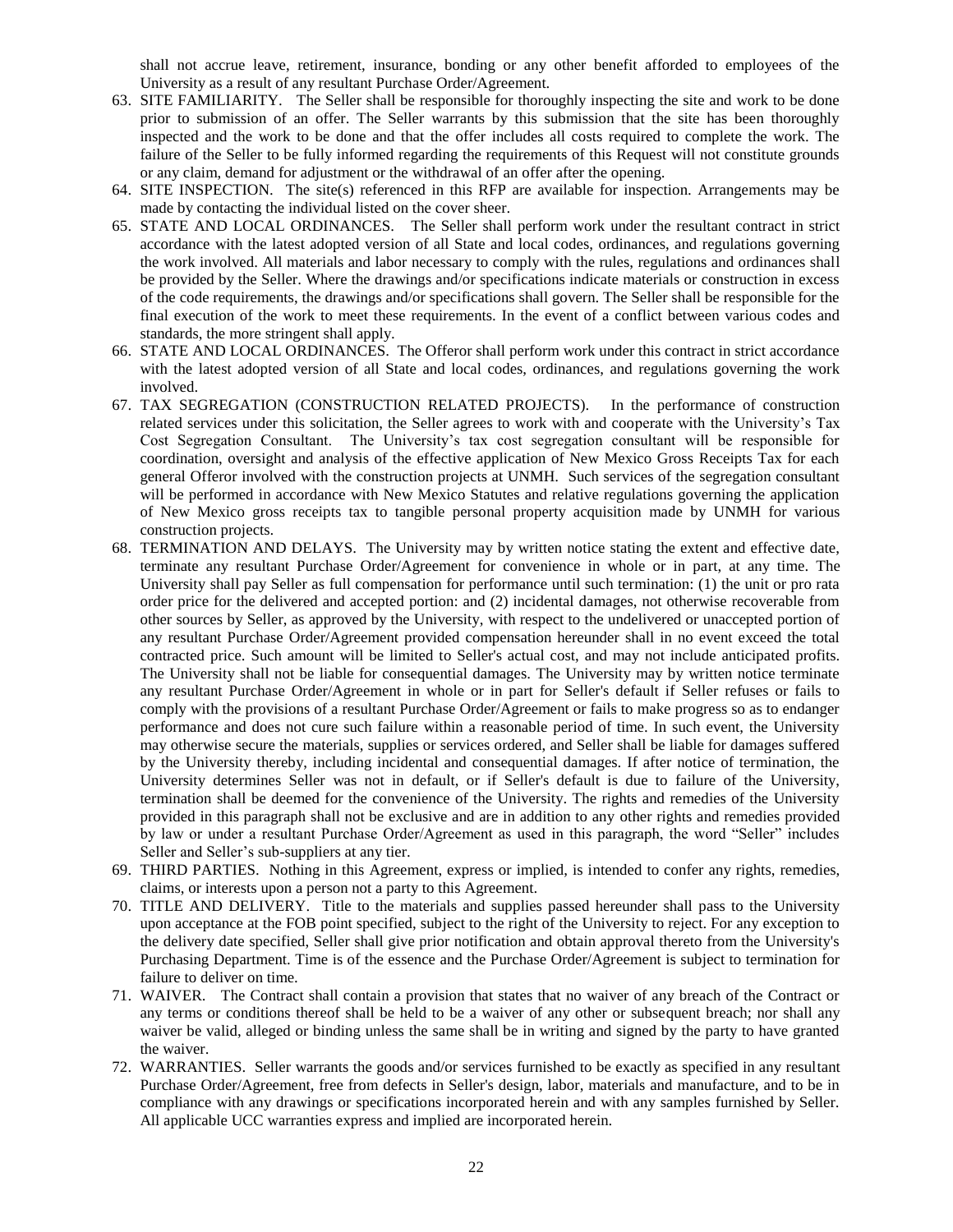shall not accrue leave, retirement, insurance, bonding or any other benefit afforded to employees of the University as a result of any resultant Purchase Order/Agreement.

63. SITE FAMILIARITY. The Seller shall be responsible for thoroughly inspecting the site and work to be done prior to submission of an offer. The Seller warrants by this submission that the site has been thoroughly inspected and the work to be done and that the offer includes all costs required to complete the work. The failure of the Seller to be fully informed regarding the requirements of this Request will not constitute grounds or any claim, demand for adjustment or the withdrawal of an offer after the opening.
64. SITE INSPECTION. The site(s) referenced in this RFP are available for inspection. Arrangements may be made by contacting the individual listed on the cover sheer.
65. STATE AND LOCAL ORDINANCES. The Seller shall perform work under the resultant contract in strict accordance with the latest adopted version of all State and local codes, ordinances, and regulations governing the work involved. All materials and labor necessary to comply with the rules, regulations and ordinances shall be provided by the Seller. Where the drawings and/or specifications indicate materials or construction in excess of the code requirements, the drawings and/or specifications shall govern. The Seller shall be responsible for the final execution of the work to meet these requirements. In the event of a conflict between various codes and standards, the more stringent shall apply.
66. STATE AND LOCAL ORDINANCES. The Offeror shall perform work under this contract in strict accordance with the latest adopted version of all State and local codes, ordinances, and regulations governing the work involved.
67. TAX SEGREGATION (CONSTRUCTION RELATED PROJECTS). In the performance of construction related services under this solicitation, the Seller agrees to work with and cooperate with the University's Tax Cost Segregation Consultant. The University's tax cost segregation consultant will be responsible for coordination, oversight and analysis of the effective application of New Mexico Gross Receipts Tax for each general Offeror involved with the construction projects at UNMH. Such services of the segregation consultant will be performed in accordance with New Mexico Statutes and relative regulations governing the application of New Mexico gross receipts tax to tangible personal property acquisition made by UNMH for various construction projects.
68. TERMINATION AND DELAYS. The University may by written notice stating the extent and effective date, terminate any resultant Purchase Order/Agreement for convenience in whole or in part, at any time. The University shall pay Seller as full compensation for performance until such termination: (1) the unit or pro rata order price for the delivered and accepted portion: and (2) incidental damages, not otherwise recoverable from other sources by Seller, as approved by the University, with respect to the undelivered or unaccepted portion of any resultant Purchase Order/Agreement provided compensation hereunder shall in no event exceed the total contracted price. Such amount will be limited to Seller's actual cost, and may not include anticipated profits. The University shall not be liable for consequential damages. The University may by written notice terminate any resultant Purchase Order/Agreement in whole or in part for Seller's default if Seller refuses or fails to comply with the provisions of a resultant Purchase Order/Agreement or fails to make progress so as to endanger performance and does not cure such failure within a reasonable period of time. In such event, the University may otherwise secure the materials, supplies or services ordered, and Seller shall be liable for damages suffered by the University thereby, including incidental and consequential damages. If after notice of termination, the University determines Seller was not in default, or if Seller's default is due to failure of the University, termination shall be deemed for the convenience of the University. The rights and remedies of the University provided in this paragraph shall not be exclusive and are in addition to any other rights and remedies provided by law or under a resultant Purchase Order/Agreement as used in this paragraph, the word "Seller" includes Seller and Seller's sub-suppliers at any tier.
69. THIRD PARTIES. Nothing in this Agreement, express or implied, is intended to confer any rights, remedies, claims, or interests upon a person not a party to this Agreement.
70. TITLE AND DELIVERY. Title to the materials and supplies passed hereunder shall pass to the University upon acceptance at the FOB point specified, subject to the right of the University to reject. For any exception to the delivery date specified, Seller shall give prior notification and obtain approval thereto from the University's Purchasing Department. Time is of the essence and the Purchase Order/Agreement is subject to termination for failure to deliver on time.
71. WAIVER. The Contract shall contain a provision that states that no waiver of any breach of the Contract or any terms or conditions thereof shall be held to be a waiver of any other or subsequent breach; nor shall any waiver be valid, alleged or binding unless the same shall be in writing and signed by the party to have granted the waiver.
72. WARRANTIES. Seller warrants the goods and/or services furnished to be exactly as specified in any resultant Purchase Order/Agreement, free from defects in Seller's design, labor, materials and manufacture, and to be in compliance with any drawings or specifications incorporated herein and with any samples furnished by Seller. All applicable UCC warranties express and implied are incorporated herein.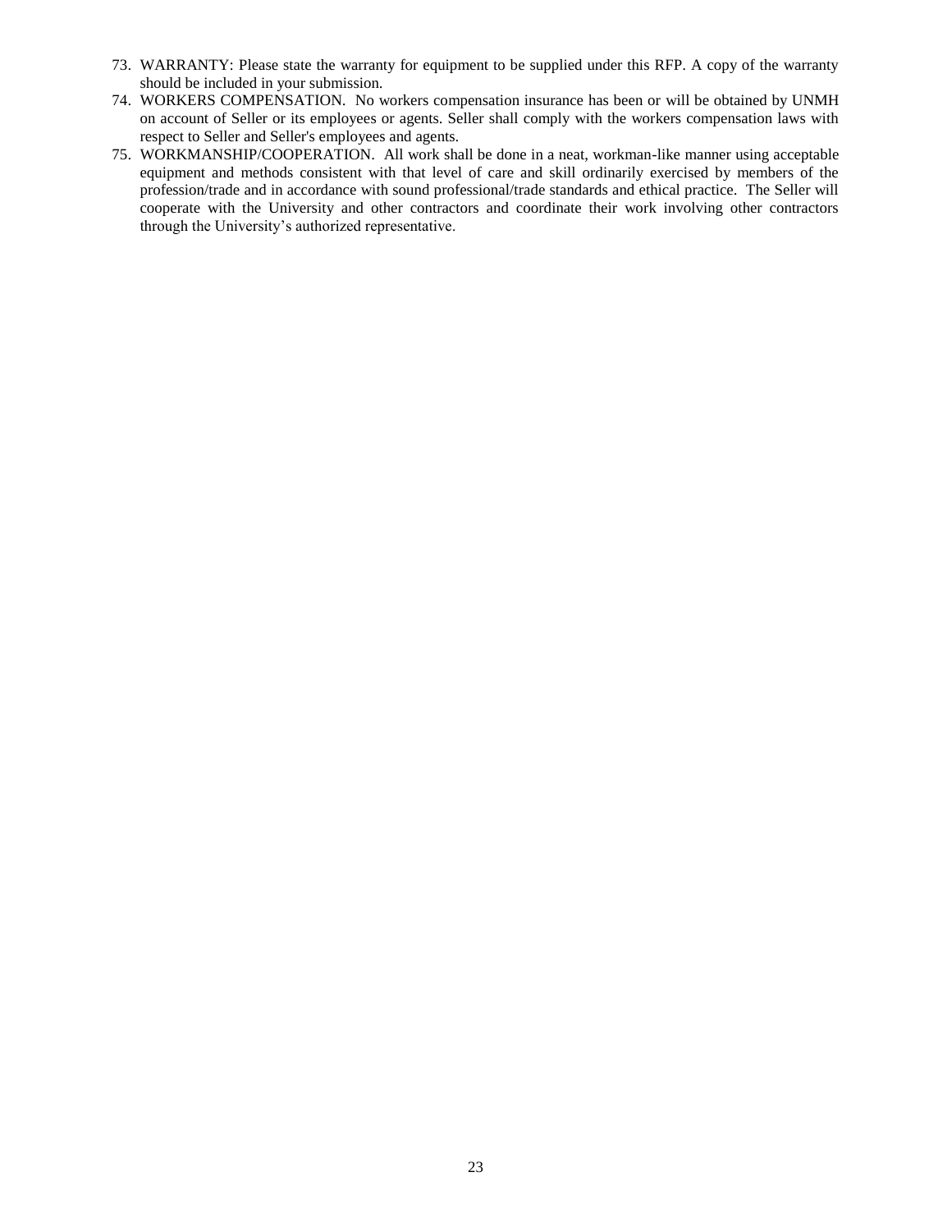73. WARRANTY: Please state the warranty for equipment to be supplied under this RFP. A copy of the warranty should be included in your submission.
74. WORKERS COMPENSATION. No workers compensation insurance has been or will be obtained by UNMH on account of Seller or its employees or agents. Seller shall comply with the workers compensation laws with respect to Seller and Seller's employees and agents.
75. WORKMANSHIP/COOPERATION. All work shall be done in a neat, workman-like manner using acceptable equipment and methods consistent with that level of care and skill ordinarily exercised by members of the profession/trade and in accordance with sound professional/trade standards and ethical practice. The Seller will cooperate with the University and other contractors and coordinate their work involving other contractors through the University's authorized representative.